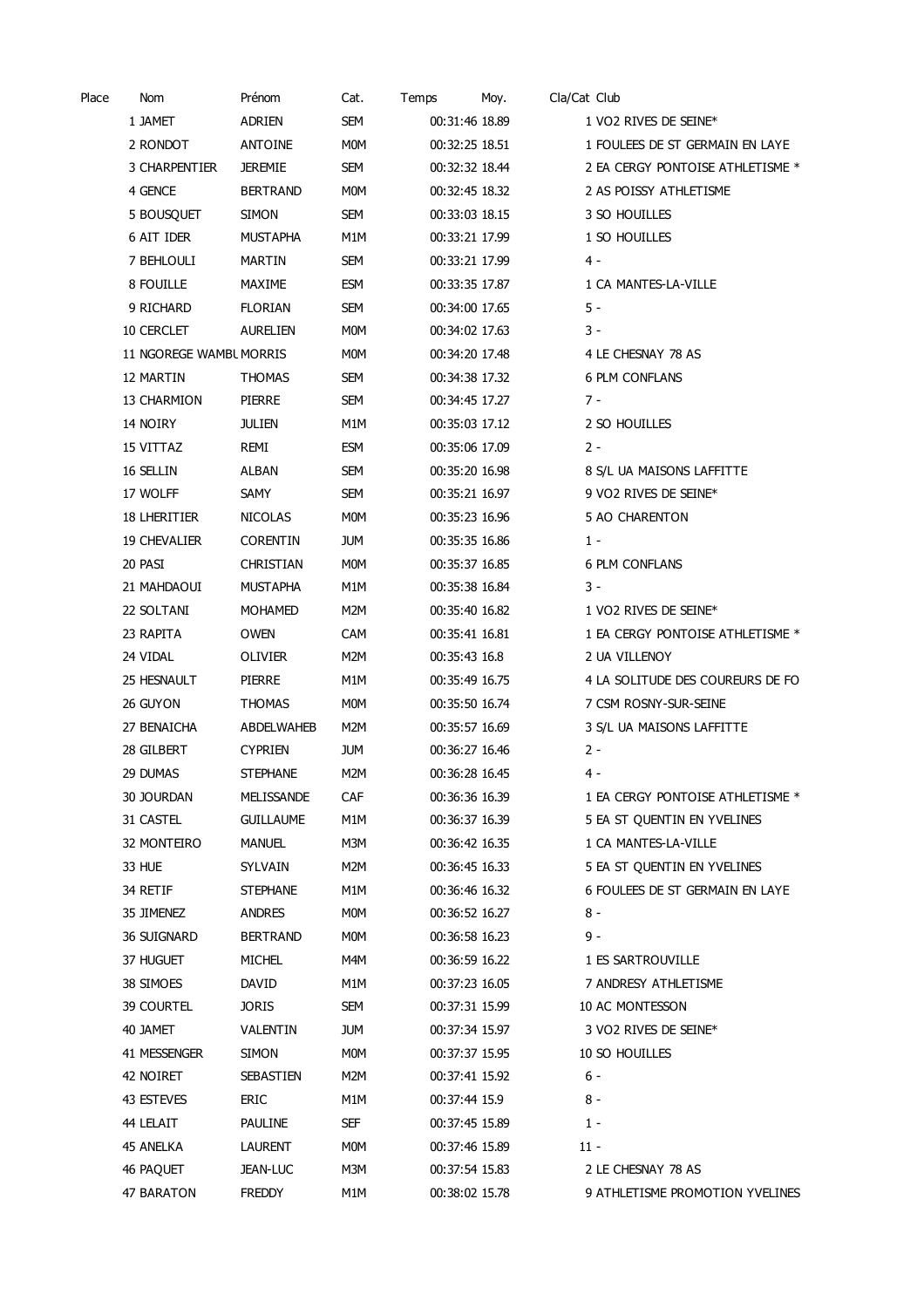| Place | Nom | Prénom | Cat. | Temps | Moy. | Cla/Cat | Club |
|---|---|---|---|---|---|---|---|
| 1 | JAMET | ADRIEN | SEM | 00:31:46 | 18.89 | 1 | VO2 RIVES DE SEINE* |
| 2 | RONDOT | ANTOINE | M0M | 00:32:25 | 18.51 | 1 | FOULEES DE ST GERMAIN EN LAYE |
| 3 | CHARPENTIER | JEREMIE | SEM | 00:32:32 | 18.44 | 2 | EA CERGY PONTOISE ATHLETISME * |
| 4 | GENCE | BERTRAND | M0M | 00:32:45 | 18.32 | 2 | AS POISSY ATHLETISME |
| 5 | BOUSQUET | SIMON | SEM | 00:33:03 | 18.15 | 3 | SO HOUILLES |
| 6 | AIT IDER | MUSTAPHA | M1M | 00:33:21 | 17.99 | 1 | SO HOUILLES |
| 7 | BEHLOULI | MARTIN | SEM | 00:33:21 | 17.99 | 4 | - |
| 8 | FOUILLE | MAXIME | ESM | 00:33:35 | 17.87 | 1 | CA MANTES-LA-VILLE |
| 9 | RICHARD | FLORIAN | SEM | 00:34:00 | 17.65 | 5 | - |
| 10 | CERCLET | AURELIEN | M0M | 00:34:02 | 17.63 | 3 | - |
| 11 | NGOREGE WAMBL | MORRIS | M0M | 00:34:20 | 17.48 | 4 | LE CHESNAY 78 AS |
| 12 | MARTIN | THOMAS | SEM | 00:34:38 | 17.32 | 6 | PLM CONFLANS |
| 13 | CHARMION | PIERRE | SEM | 00:34:45 | 17.27 | 7 | - |
| 14 | NOIRY | JULIEN | M1M | 00:35:03 | 17.12 | 2 | SO HOUILLES |
| 15 | VITTAZ | REMI | ESM | 00:35:06 | 17.09 | 2 | - |
| 16 | SELLIN | ALBAN | SEM | 00:35:20 | 16.98 | 8 | S/L UA MAISONS LAFFITTE |
| 17 | WOLFF | SAMY | SEM | 00:35:21 | 16.97 | 9 | VO2 RIVES DE SEINE* |
| 18 | LHERITIER | NICOLAS | M0M | 00:35:23 | 16.96 | 5 | AO CHARENTON |
| 19 | CHEVALIER | CORENTIN | JUM | 00:35:35 | 16.86 | 1 | - |
| 20 | PASI | CHRISTIAN | M0M | 00:35:37 | 16.85 | 6 | PLM CONFLANS |
| 21 | MAHDAOUI | MUSTAPHA | M1M | 00:35:38 | 16.84 | 3 | - |
| 22 | SOLTANI | MOHAMED | M2M | 00:35:40 | 16.82 | 1 | VO2 RIVES DE SEINE* |
| 23 | RAPITA | OWEN | CAM | 00:35:41 | 16.81 | 1 | EA CERGY PONTOISE ATHLETISME * |
| 24 | VIDAL | OLIVIER | M2M | 00:35:43 | 16.8 | 2 | UA VILLENOY |
| 25 | HESNAULT | PIERRE | M1M | 00:35:49 | 16.75 | 4 | LA SOLITUDE DES COUREURS DE FO |
| 26 | GUYON | THOMAS | M0M | 00:35:50 | 16.74 | 7 | CSM ROSNY-SUR-SEINE |
| 27 | BENAICHA | ABDELWAHEB | M2M | 00:35:57 | 16.69 | 3 | S/L UA MAISONS LAFFITTE |
| 28 | GILBERT | CYPRIEN | JUM | 00:36:27 | 16.46 | 2 | - |
| 29 | DUMAS | STEPHANE | M2M | 00:36:28 | 16.45 | 4 | - |
| 30 | JOURDAN | MELISSANDE | CAF | 00:36:36 | 16.39 | 1 | EA CERGY PONTOISE ATHLETISME * |
| 31 | CASTEL | GUILLAUME | M1M | 00:36:37 | 16.39 | 5 | EA ST QUENTIN EN YVELINES |
| 32 | MONTEIRO | MANUEL | M3M | 00:36:42 | 16.35 | 1 | CA MANTES-LA-VILLE |
| 33 | HUE | SYLVAIN | M2M | 00:36:45 | 16.33 | 5 | EA ST QUENTIN EN YVELINES |
| 34 | RETIF | STEPHANE | M1M | 00:36:46 | 16.32 | 6 | FOULEES DE ST GERMAIN EN LAYE |
| 35 | JIMENEZ | ANDRES | M0M | 00:36:52 | 16.27 | 8 | - |
| 36 | SUIGNARD | BERTRAND | M0M | 00:36:58 | 16.23 | 9 | - |
| 37 | HUGUET | MICHEL | M4M | 00:36:59 | 16.22 | 1 | ES SARTROUVILLE |
| 38 | SIMOES | DAVID | M1M | 00:37:23 | 16.05 | 7 | ANDRESY ATHLETISME |
| 39 | COURTEL | JORIS | SEM | 00:37:31 | 15.99 | 10 | AC MONTESSON |
| 40 | JAMET | VALENTIN | JUM | 00:37:34 | 15.97 | 3 | VO2 RIVES DE SEINE* |
| 41 | MESSENGER | SIMON | M0M | 00:37:37 | 15.95 | 10 | SO HOUILLES |
| 42 | NOIRET | SEBASTIEN | M2M | 00:37:41 | 15.92 | 6 | - |
| 43 | ESTEVES | ERIC | M1M | 00:37:44 | 15.9 | 8 | - |
| 44 | LELAIT | PAULINE | SEF | 00:37:45 | 15.89 | 1 | - |
| 45 | ANELKA | LAURENT | M0M | 00:37:46 | 15.89 | 11 | - |
| 46 | PAQUET | JEAN-LUC | M3M | 00:37:54 | 15.83 | 2 | LE CHESNAY 78 AS |
| 47 | BARATON | FREDDY | M1M | 00:38:02 | 15.78 | 9 | ATHLETISME PROMOTION YVELINES |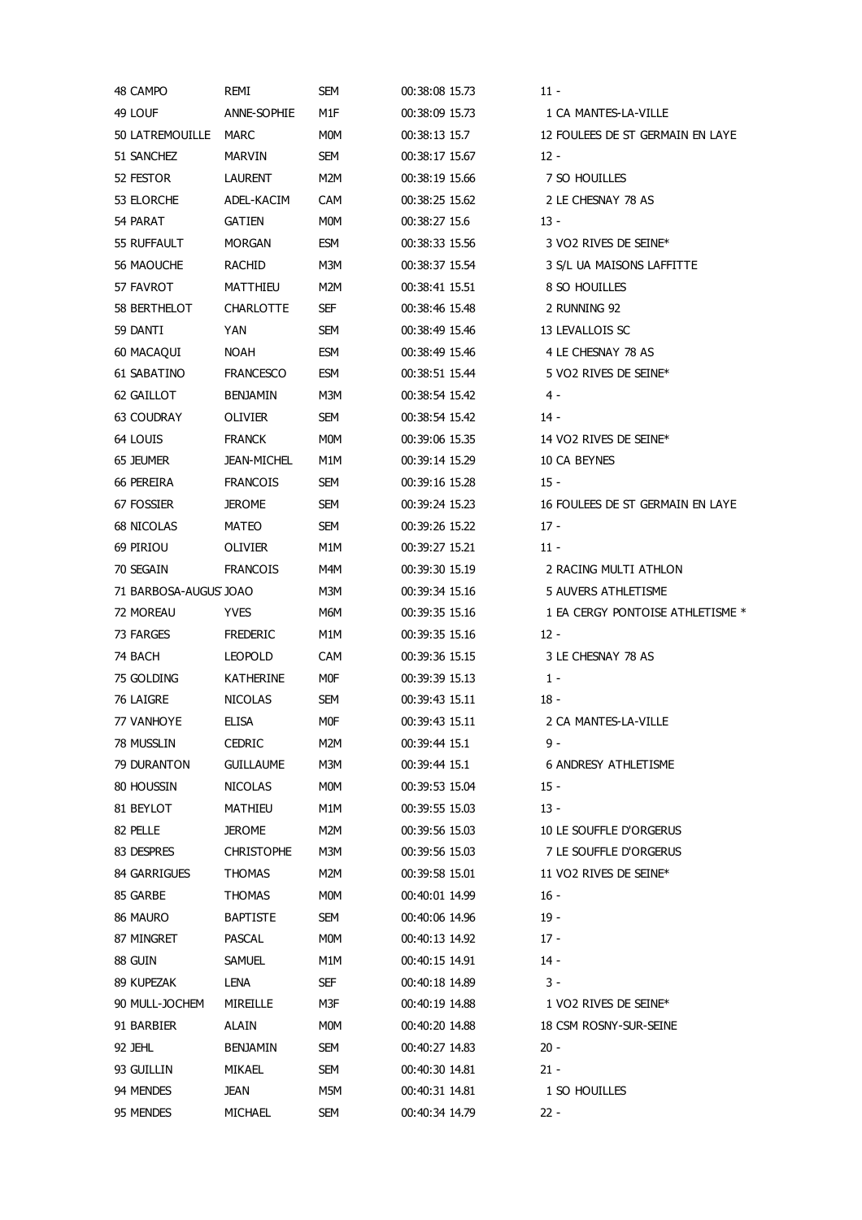| | | | | | |
|---|---|---|---|---|---|
| 48 CAMPO | REMI | SEM | 00:38:08 15.73 | 11 - | |
| 49 LOUF | ANNE-SOPHIE | M1F | 00:38:09 15.73 | 1 | CA MANTES-LA-VILLE |
| 50 LATREMOUILLE | MARC | M0M | 00:38:13 15.7 | 12 | FOULEES DE ST GERMAIN EN LAYE |
| 51 SANCHEZ | MARVIN | SEM | 00:38:17 15.67 | 12 - | |
| 52 FESTOR | LAURENT | M2M | 00:38:19 15.66 | 7 | SO HOUILLES |
| 53 ELORCHE | ADEL-KACIM | CAM | 00:38:25 15.62 | 2 | LE CHESNAY 78 AS |
| 54 PARAT | GATIEN | M0M | 00:38:27 15.6 | 13 - | |
| 55 RUFFAULT | MORGAN | ESM | 00:38:33 15.56 | 3 | VO2 RIVES DE SEINE* |
| 56 MAOUCHE | RACHID | M3M | 00:38:37 15.54 | 3 | S/L UA MAISONS LAFFITTE |
| 57 FAVROT | MATTHIEU | M2M | 00:38:41 15.51 | 8 | SO HOUILLES |
| 58 BERTHELOT | CHARLOTTE | SEF | 00:38:46 15.48 | 2 | RUNNING 92 |
| 59 DANTI | YAN | SEM | 00:38:49 15.46 | 13 | LEVALLOIS SC |
| 60 MACAQUI | NOAH | ESM | 00:38:49 15.46 | 4 | LE CHESNAY 78 AS |
| 61 SABATINO | FRANCESCO | ESM | 00:38:51 15.44 | 5 | VO2 RIVES DE SEINE* |
| 62 GAILLOT | BENJAMIN | M3M | 00:38:54 15.42 | 4 - | |
| 63 COUDRAY | OLIVIER | SEM | 00:38:54 15.42 | 14 - | |
| 64 LOUIS | FRANCK | M0M | 00:39:06 15.35 | 14 | VO2 RIVES DE SEINE* |
| 65 JEUMER | JEAN-MICHEL | M1M | 00:39:14 15.29 | 10 | CA BEYNES |
| 66 PEREIRA | FRANCOIS | SEM | 00:39:16 15.28 | 15 - | |
| 67 FOSSIER | JEROME | SEM | 00:39:24 15.23 | 16 | FOULEES DE ST GERMAIN EN LAYE |
| 68 NICOLAS | MATEO | SEM | 00:39:26 15.22 | 17 - | |
| 69 PIRIOU | OLIVIER | M1M | 00:39:27 15.21 | 11 - | |
| 70 SEGAIN | FRANCOIS | M4M | 00:39:30 15.19 | 2 | RACING MULTI ATHLON |
| 71 BARBOSA-AUGUS | JOAO | M3M | 00:39:34 15.16 | 5 | AUVERS ATHLETISME |
| 72 MOREAU | YVES | M6M | 00:39:35 15.16 | 1 | EA CERGY PONTOISE ATHLETISME * |
| 73 FARGES | FREDERIC | M1M | 00:39:35 15.16 | 12 - | |
| 74 BACH | LEOPOLD | CAM | 00:39:36 15.15 | 3 | LE CHESNAY 78 AS |
| 75 GOLDING | KATHERINE | M0F | 00:39:39 15.13 | 1 - | |
| 76 LAIGRE | NICOLAS | SEM | 00:39:43 15.11 | 18 - | |
| 77 VANHOYE | ELISA | M0F | 00:39:43 15.11 | 2 | CA MANTES-LA-VILLE |
| 78 MUSSLIN | CEDRIC | M2M | 00:39:44 15.1 | 9 - | |
| 79 DURANTON | GUILLAUME | M3M | 00:39:44 15.1 | 6 | ANDRESY ATHLETISME |
| 80 HOUSSIN | NICOLAS | M0M | 00:39:53 15.04 | 15 - | |
| 81 BEYLOT | MATHIEU | M1M | 00:39:55 15.03 | 13 - | |
| 82 PELLE | JEROME | M2M | 00:39:56 15.03 | 10 | LE SOUFFLE D'ORGERUS |
| 83 DESPRES | CHRISTOPHE | M3M | 00:39:56 15.03 | 7 | LE SOUFFLE D'ORGERUS |
| 84 GARRIGUES | THOMAS | M2M | 00:39:58 15.01 | 11 | VO2 RIVES DE SEINE* |
| 85 GARBE | THOMAS | M0M | 00:40:01 14.99 | 16 - | |
| 86 MAURO | BAPTISTE | SEM | 00:40:06 14.96 | 19 - | |
| 87 MINGRET | PASCAL | M0M | 00:40:13 14.92 | 17 - | |
| 88 GUIN | SAMUEL | M1M | 00:40:15 14.91 | 14 - | |
| 89 KUPEZAK | LENA | SEF | 00:40:18 14.89 | 3 - | |
| 90 MULL-JOCHEM | MIREILLE | M3F | 00:40:19 14.88 | 1 | VO2 RIVES DE SEINE* |
| 91 BARBIER | ALAIN | M0M | 00:40:20 14.88 | 18 | CSM ROSNY-SUR-SEINE |
| 92 JEHL | BENJAMIN | SEM | 00:40:27 14.83 | 20 - | |
| 93 GUILLIN | MIKAEL | SEM | 00:40:30 14.81 | 21 - | |
| 94 MENDES | JEAN | M5M | 00:40:31 14.81 | 1 | SO HOUILLES |
| 95 MENDES | MICHAEL | SEM | 00:40:34 14.79 | 22 - | |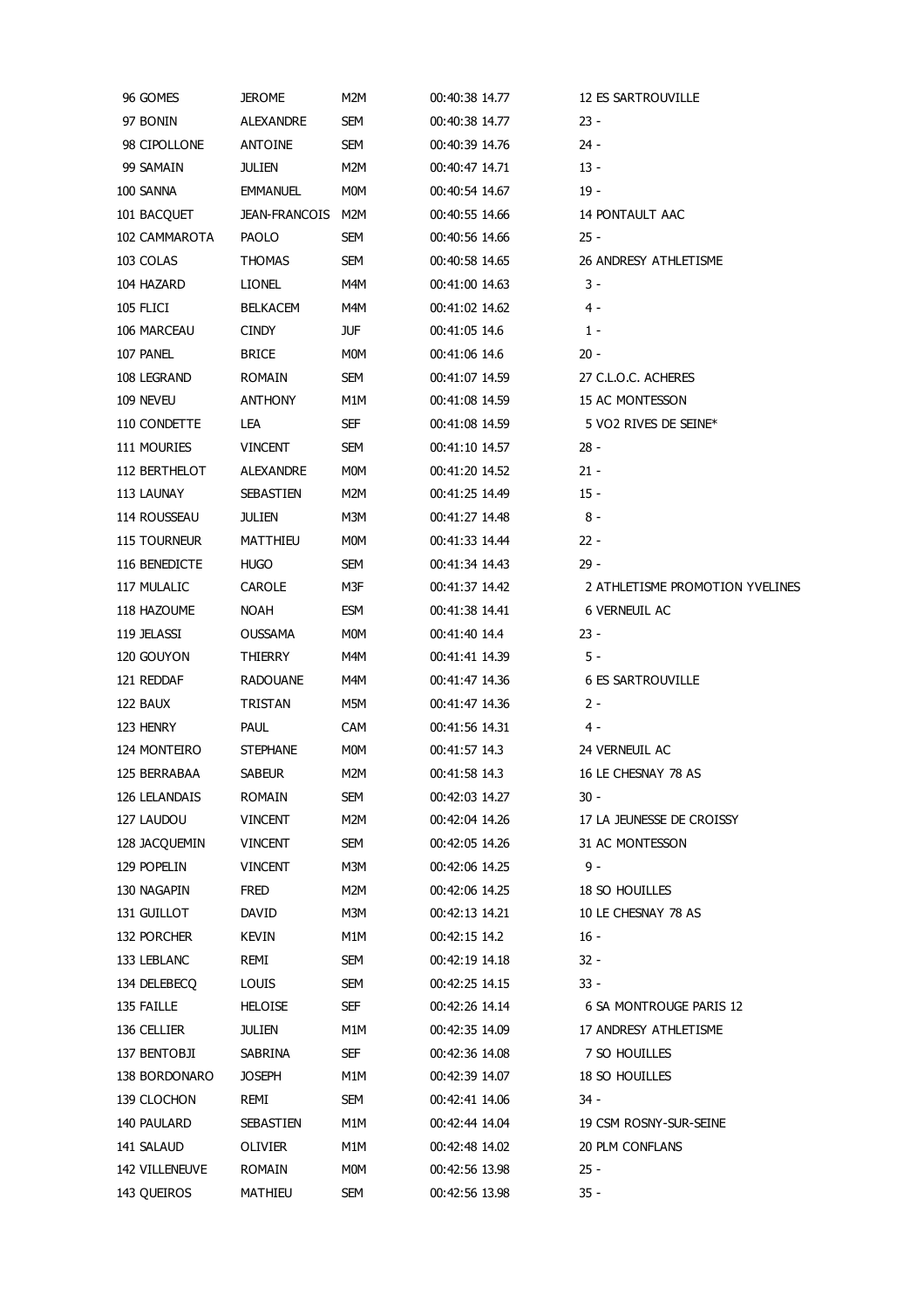| | | | | | |
|---|---|---|---|---|---|
| 96 GOMES | JEROME | M2M | 00:40:38 14.77 | 12 ES SARTROUVILLE |
| 97 BONIN | ALEXANDRE | SEM | 00:40:38 14.77 | 23 - |
| 98 CIPOLLONE | ANTOINE | SEM | 00:40:39 14.76 | 24 - |
| 99 SAMAIN | JULIEN | M2M | 00:40:47 14.71 | 13 - |
| 100 SANNA | EMMANUEL | M0M | 00:40:54 14.67 | 19 - |
| 101 BACQUET | JEAN-FRANCOIS | M2M | 00:40:55 14.66 | 14 PONTAULT AAC |
| 102 CAMMAROTA | PAOLO | SEM | 00:40:56 14.66 | 25 - |
| 103 COLAS | THOMAS | SEM | 00:40:58 14.65 | 26 ANDRESY ATHLETISME |
| 104 HAZARD | LIONEL | M4M | 00:41:00 14.63 | 3 - |
| 105 FLICI | BELKACEM | M4M | 00:41:02 14.62 | 4 - |
| 106 MARCEAU | CINDY | JUF | 00:41:05 14.6 | 1 - |
| 107 PANEL | BRICE | M0M | 00:41:06 14.6 | 20 - |
| 108 LEGRAND | ROMAIN | SEM | 00:41:07 14.59 | 27 C.L.O.C. ACHERES |
| 109 NEVEU | ANTHONY | M1M | 00:41:08 14.59 | 15 AC MONTESSON |
| 110 CONDETTE | LEA | SEF | 00:41:08 14.59 | 5 VO2 RIVES DE SEINE* |
| 111 MOURIES | VINCENT | SEM | 00:41:10 14.57 | 28 - |
| 112 BERTHELOT | ALEXANDRE | M0M | 00:41:20 14.52 | 21 - |
| 113 LAUNAY | SEBASTIEN | M2M | 00:41:25 14.49 | 15 - |
| 114 ROUSSEAU | JULIEN | M3M | 00:41:27 14.48 | 8 - |
| 115 TOURNEUR | MATTHIEU | M0M | 00:41:33 14.44 | 22 - |
| 116 BENEDICTE | HUGO | SEM | 00:41:34 14.43 | 29 - |
| 117 MULALIC | CAROLE | M3F | 00:41:37 14.42 | 2 ATHLETISME PROMOTION YVELINES |
| 118 HAZOUME | NOAH | ESM | 00:41:38 14.41 | 6 VERNEUIL AC |
| 119 JELASSI | OUSSAMA | M0M | 00:41:40 14.4 | 23 - |
| 120 GOUYON | THIERRY | M4M | 00:41:41 14.39 | 5 - |
| 121 REDDAF | RADOUANE | M4M | 00:41:47 14.36 | 6 ES SARTROUVILLE |
| 122 BAUX | TRISTAN | M5M | 00:41:47 14.36 | 2 - |
| 123 HENRY | PAUL | CAM | 00:41:56 14.31 | 4 - |
| 124 MONTEIRO | STEPHANE | M0M | 00:41:57 14.3 | 24 VERNEUIL AC |
| 125 BERRABAA | SABEUR | M2M | 00:41:58 14.3 | 16 LE CHESNAY 78 AS |
| 126 LELANDAIS | ROMAIN | SEM | 00:42:03 14.27 | 30 - |
| 127 LAUDOU | VINCENT | M2M | 00:42:04 14.26 | 17 LA JEUNESSE DE CROISSY |
| 128 JACQUEMIN | VINCENT | SEM | 00:42:05 14.26 | 31 AC MONTESSON |
| 129 POPELIN | VINCENT | M3M | 00:42:06 14.25 | 9 - |
| 130 NAGAPIN | FRED | M2M | 00:42:06 14.25 | 18 SO HOUILLES |
| 131 GUILLOT | DAVID | M3M | 00:42:13 14.21 | 10 LE CHESNAY 78 AS |
| 132 PORCHER | KEVIN | M1M | 00:42:15 14.2 | 16 - |
| 133 LEBLANC | REMI | SEM | 00:42:19 14.18 | 32 - |
| 134 DELEBECQ | LOUIS | SEM | 00:42:25 14.15 | 33 - |
| 135 FAILLE | HELOISE | SEF | 00:42:26 14.14 | 6 SA MONTROUGE PARIS 12 |
| 136 CELLIER | JULIEN | M1M | 00:42:35 14.09 | 17 ANDRESY ATHLETISME |
| 137 BENTOBJI | SABRINA | SEF | 00:42:36 14.08 | 7 SO HOUILLES |
| 138 BORDONARO | JOSEPH | M1M | 00:42:39 14.07 | 18 SO HOUILLES |
| 139 CLOCHON | REMI | SEM | 00:42:41 14.06 | 34 - |
| 140 PAULARD | SEBASTIEN | M1M | 00:42:44 14.04 | 19 CSM ROSNY-SUR-SEINE |
| 141 SALAUD | OLIVIER | M1M | 00:42:48 14.02 | 20 PLM CONFLANS |
| 142 VILLENEUVE | ROMAIN | M0M | 00:42:56 13.98 | 25 - |
| 143 QUEIROS | MATHIEU | SEM | 00:42:56 13.98 | 35 - |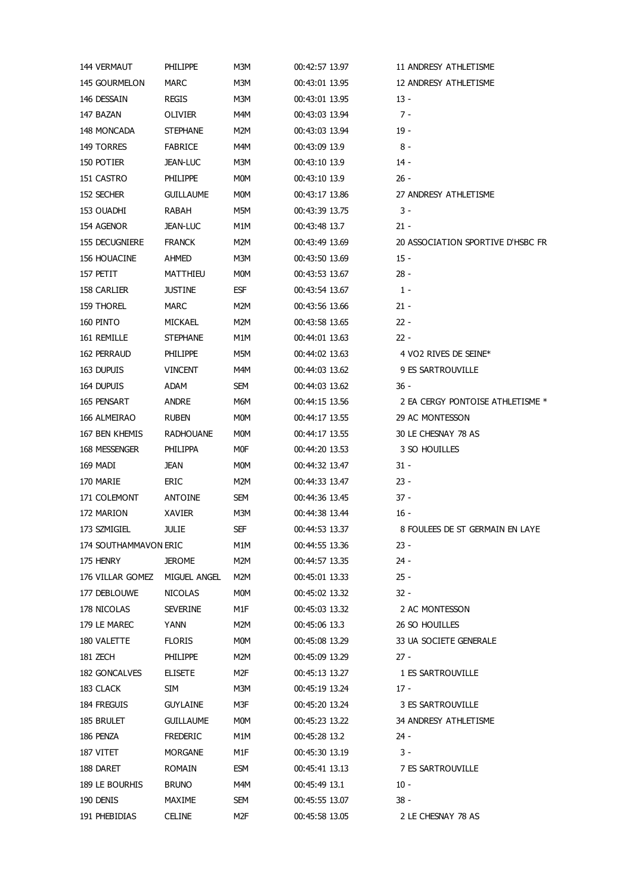| | | | | |
|---|---|---|---|---|
| 144 VERMAUT | PHILIPPE | M3M | 00:42:57 13.97 | 11 ANDRESY ATHLETISME |
| 145 GOURMELON | MARC | M3M | 00:43:01 13.95 | 12 ANDRESY ATHLETISME |
| 146 DESSAIN | REGIS | M3M | 00:43:01 13.95 | 13 - |
| 147 BAZAN | OLIVIER | M4M | 00:43:03 13.94 | 7 - |
| 148 MONCADA | STEPHANE | M2M | 00:43:03 13.94 | 19 - |
| 149 TORRES | FABRICE | M4M | 00:43:09 13.9 | 8 - |
| 150 POTIER | JEAN-LUC | M3M | 00:43:10 13.9 | 14 - |
| 151 CASTRO | PHILIPPE | M0M | 00:43:10 13.9 | 26 - |
| 152 SECHER | GUILLAUME | M0M | 00:43:17 13.86 | 27 ANDRESY ATHLETISME |
| 153 OUADHI | RABAH | M5M | 00:43:39 13.75 | 3 - |
| 154 AGENOR | JEAN-LUC | M1M | 00:43:48 13.7 | 21 - |
| 155 DECUGNIERE | FRANCK | M2M | 00:43:49 13.69 | 20 ASSOCIATION SPORTIVE D'HSBC FR |
| 156 HOUACINE | AHMED | M3M | 00:43:50 13.69 | 15 - |
| 157 PETIT | MATTHIEU | M0M | 00:43:53 13.67 | 28 - |
| 158 CARLIER | JUSTINE | ESF | 00:43:54 13.67 | 1 - |
| 159 THOREL | MARC | M2M | 00:43:56 13.66 | 21 - |
| 160 PINTO | MICKAEL | M2M | 00:43:58 13.65 | 22 - |
| 161 REMILLE | STEPHANE | M1M | 00:44:01 13.63 | 22 - |
| 162 PERRAUD | PHILIPPE | M5M | 00:44:02 13.63 | 4 VO2 RIVES DE SEINE* |
| 163 DUPUIS | VINCENT | M4M | 00:44:03 13.62 | 9 ES SARTROUVILLE |
| 164 DUPUIS | ADAM | SEM | 00:44:03 13.62 | 36 - |
| 165 PENSART | ANDRE | M6M | 00:44:15 13.56 | 2 EA CERGY PONTOISE ATHLETISME * |
| 166 ALMEIRAO | RUBEN | M0M | 00:44:17 13.55 | 29 AC MONTESSON |
| 167 BEN KHEMIS | RADHOUANE | M0M | 00:44:17 13.55 | 30 LE CHESNAY 78 AS |
| 168 MESSENGER | PHILIPPA | M0F | 00:44:20 13.53 | 3 SO HOUILLES |
| 169 MADI | JEAN | M0M | 00:44:32 13.47 | 31 - |
| 170 MARIE | ERIC | M2M | 00:44:33 13.47 | 23 - |
| 171 COLEMONT | ANTOINE | SEM | 00:44:36 13.45 | 37 - |
| 172 MARION | XAVIER | M3M | 00:44:38 13.44 | 16 - |
| 173 SZMIGIEL | JULIE | SEF | 00:44:53 13.37 | 8 FOULEES DE ST GERMAIN EN LAYE |
| 174 SOUTHAMMAVON | ERIC | M1M | 00:44:55 13.36 | 23 - |
| 175 HENRY | JEROME | M2M | 00:44:57 13.35 | 24 - |
| 176 VILLAR GOMEZ | MIGUEL ANGEL | M2M | 00:45:01 13.33 | 25 - |
| 177 DEBLOUWE | NICOLAS | M0M | 00:45:02 13.32 | 32 - |
| 178 NICOLAS | SEVERINE | M1F | 00:45:03 13.32 | 2 AC MONTESSON |
| 179 LE MAREC | YANN | M2M | 00:45:06 13.3 | 26 SO HOUILLES |
| 180 VALETTE | FLORIS | M0M | 00:45:08 13.29 | 33 UA SOCIETE GENERALE |
| 181 ZECH | PHILIPPE | M2M | 00:45:09 13.29 | 27 - |
| 182 GONCALVES | ELISETE | M2F | 00:45:13 13.27 | 1 ES SARTROUVILLE |
| 183 CLACK | SIM | M3M | 00:45:19 13.24 | 17 - |
| 184 FREGUIS | GUYLAINE | M3F | 00:45:20 13.24 | 3 ES SARTROUVILLE |
| 185 BRULET | GUILLAUME | M0M | 00:45:23 13.22 | 34 ANDRESY ATHLETISME |
| 186 PENZA | FREDERIC | M1M | 00:45:28 13.2 | 24 - |
| 187 VITET | MORGANE | M1F | 00:45:30 13.19 | 3 - |
| 188 DARET | ROMAIN | ESM | 00:45:41 13.13 | 7 ES SARTROUVILLE |
| 189 LE BOURHIS | BRUNO | M4M | 00:45:49 13.1 | 10 - |
| 190 DENIS | MAXIME | SEM | 00:45:55 13.07 | 38 - |
| 191 PHEBIDIAS | CELINE | M2F | 00:45:58 13.05 | 2 LE CHESNAY 78 AS |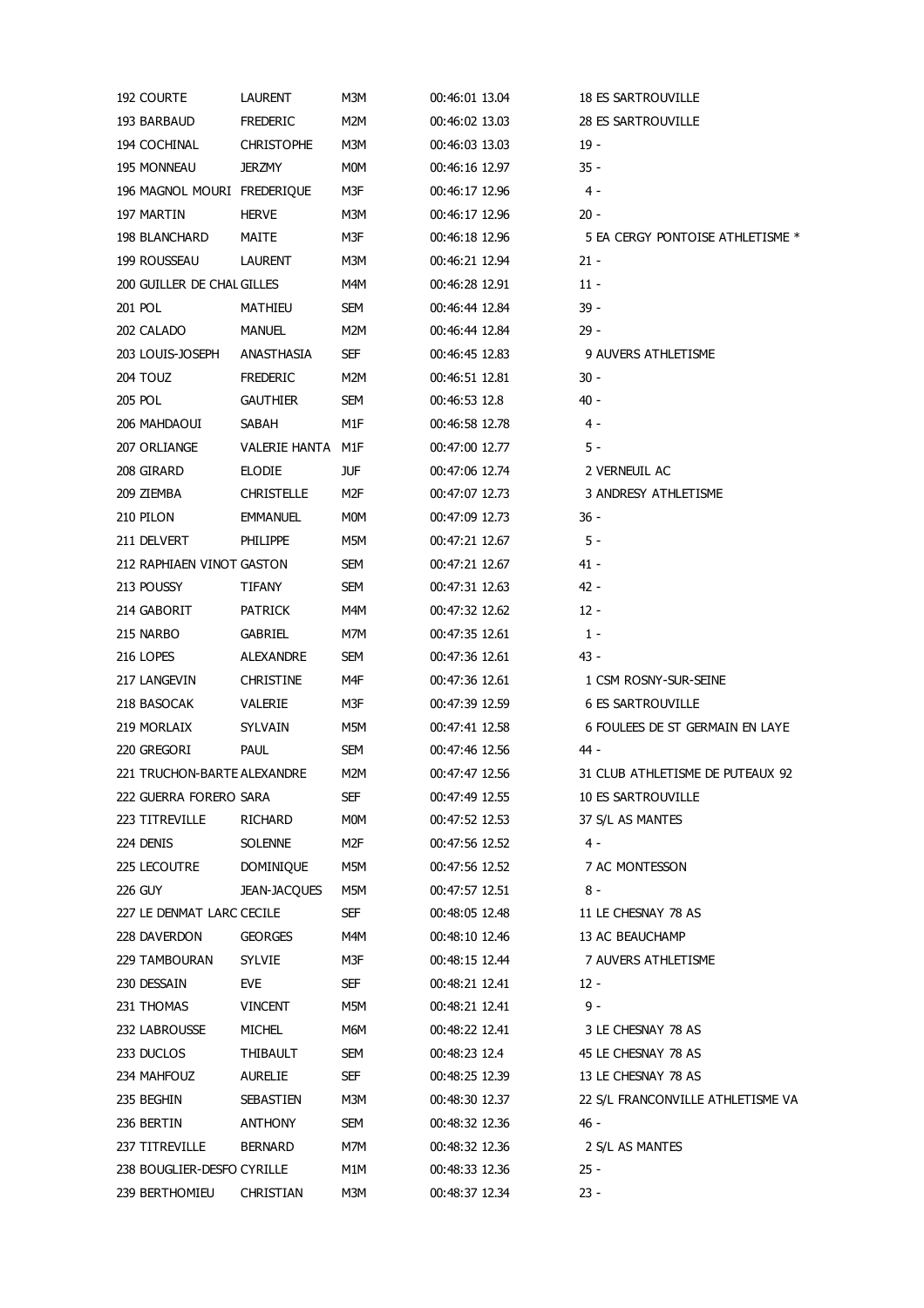| | | | | |
|---|---|---|---|---|
| 192 COURTE | LAURENT | M3M | 00:46:01 13.04 | 18 ES SARTROUVILLE |
| 193 BARBAUD | FREDERIC | M2M | 00:46:02 13.03 | 28 ES SARTROUVILLE |
| 194 COCHINAL | CHRISTOPHE | M3M | 00:46:03 13.03 | 19 - |
| 195 MONNEAU | JERZMY | M0M | 00:46:16 12.97 | 35 - |
| 196 MAGNOL MOURI | FREDERIQUE | M3F | 00:46:17 12.96 | 4 - |
| 197 MARTIN | HERVE | M3M | 00:46:17 12.96 | 20 - |
| 198 BLANCHARD | MAITE | M3F | 00:46:18 12.96 | 5 EA CERGY PONTOISE ATHLETISME * |
| 199 ROUSSEAU | LAURENT | M3M | 00:46:21 12.94 | 21 - |
| 200 GUILLER DE CHAL | GILLES | M4M | 00:46:28 12.91 | 11 - |
| 201 POL | MATHIEU | SEM | 00:46:44 12.84 | 39 - |
| 202 CALADO | MANUEL | M2M | 00:46:44 12.84 | 29 - |
| 203 LOUIS-JOSEPH | ANASTHASIA | SEF | 00:46:45 12.83 | 9 AUVERS ATHLETISME |
| 204 TOUZ | FREDERIC | M2M | 00:46:51 12.81 | 30 - |
| 205 POL | GAUTHIER | SEM | 00:46:53 12.8 | 40 - |
| 206 MAHDAOUI | SABAH | M1F | 00:46:58 12.78 | 4 - |
| 207 ORLIANGE | VALERIE HANTA | M1F | 00:47:00 12.77 | 5 - |
| 208 GIRARD | ELODIE | JUF | 00:47:06 12.74 | 2 VERNEUIL AC |
| 209 ZIEMBA | CHRISTELLE | M2F | 00:47:07 12.73 | 3 ANDRESY ATHLETISME |
| 210 PILON | EMMANUEL | M0M | 00:47:09 12.73 | 36 - |
| 211 DELVERT | PHILIPPE | M5M | 00:47:21 12.67 | 5 - |
| 212 RAPHIAEN VINOT | GASTON | SEM | 00:47:21 12.67 | 41 - |
| 213 POUSSY | TIFANY | SEM | 00:47:31 12.63 | 42 - |
| 214 GABORIT | PATRICK | M4M | 00:47:32 12.62 | 12 - |
| 215 NARBO | GABRIEL | M7M | 00:47:35 12.61 | 1 - |
| 216 LOPES | ALEXANDRE | SEM | 00:47:36 12.61 | 43 - |
| 217 LANGEVIN | CHRISTINE | M4F | 00:47:36 12.61 | 1 CSM ROSNY-SUR-SEINE |
| 218 BASOCAK | VALERIE | M3F | 00:47:39 12.59 | 6 ES SARTROUVILLE |
| 219 MORLAIX | SYLVAIN | M5M | 00:47:41 12.58 | 6 FOULEES DE ST GERMAIN EN LAYE |
| 220 GREGORI | PAUL | SEM | 00:47:46 12.56 | 44 - |
| 221 TRUCHON-BARTE | ALEXANDRE | M2M | 00:47:47 12.56 | 31 CLUB ATHLETISME DE PUTEAUX 92 |
| 222 GUERRA FORERO | SARA | SEF | 00:47:49 12.55 | 10 ES SARTROUVILLE |
| 223 TITREVILLE | RICHARD | M0M | 00:47:52 12.53 | 37 S/L AS MANTES |
| 224 DENIS | SOLENNE | M2F | 00:47:56 12.52 | 4 - |
| 225 LECOUTRE | DOMINIQUE | M5M | 00:47:56 12.52 | 7 AC MONTESSON |
| 226 GUY | JEAN-JACQUES | M5M | 00:47:57 12.51 | 8 - |
| 227 LE DENMAT LARC | CECILE | SEF | 00:48:05 12.48 | 11 LE CHESNAY 78 AS |
| 228 DAVERDON | GEORGES | M4M | 00:48:10 12.46 | 13 AC BEAUCHAMP |
| 229 TAMBOURAN | SYLVIE | M3F | 00:48:15 12.44 | 7 AUVERS ATHLETISME |
| 230 DESSAIN | EVE | SEF | 00:48:21 12.41 | 12 - |
| 231 THOMAS | VINCENT | M5M | 00:48:21 12.41 | 9 - |
| 232 LABROUSSE | MICHEL | M6M | 00:48:22 12.41 | 3 LE CHESNAY 78 AS |
| 233 DUCLOS | THIBAULT | SEM | 00:48:23 12.4 | 45 LE CHESNAY 78 AS |
| 234 MAHFOUZ | AURELIE | SEF | 00:48:25 12.39 | 13 LE CHESNAY 78 AS |
| 235 BEGHIN | SEBASTIEN | M3M | 00:48:30 12.37 | 22 S/L FRANCONVILLE ATHLETISME VA |
| 236 BERTIN | ANTHONY | SEM | 00:48:32 12.36 | 46 - |
| 237 TITREVILLE | BERNARD | M7M | 00:48:32 12.36 | 2 S/L AS MANTES |
| 238 BOUGLIER-DESFO | CYRILLE | M1M | 00:48:33 12.36 | 25 - |
| 239 BERTHOMIEU | CHRISTIAN | M3M | 00:48:37 12.34 | 23 - |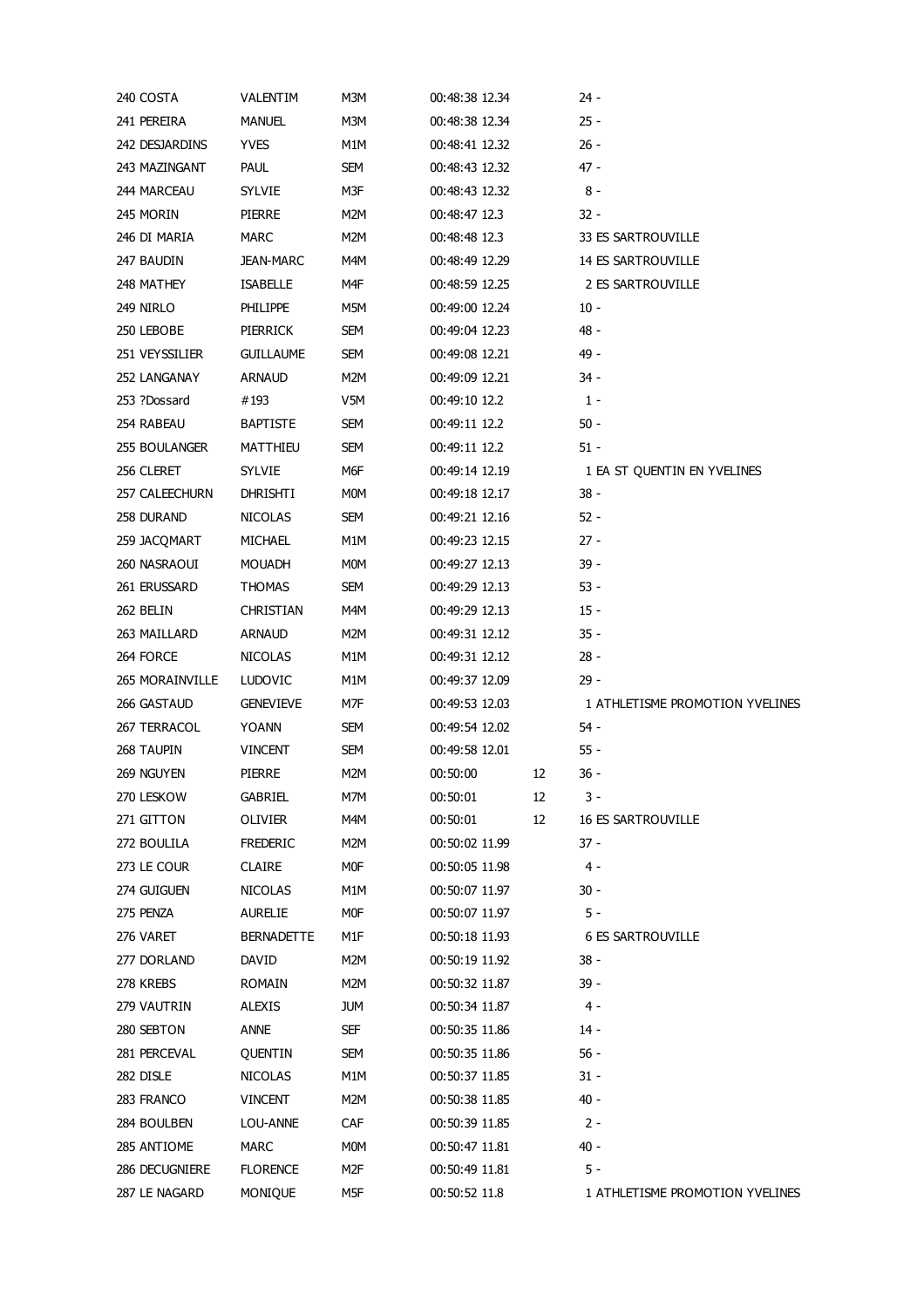| | | | | | | |
|---|---|---|---|---|---|---|
| 240 | COSTA | VALENTIM | M3M | 00:48:38 12.34 | | 24 - |
| 241 | PEREIRA | MANUEL | M3M | 00:48:38 12.34 | | 25 - |
| 242 | DESJARDINS | YVES | M1M | 00:48:41 12.32 | | 26 - |
| 243 | MAZINGANT | PAUL | SEM | 00:48:43 12.32 | | 47 - |
| 244 | MARCEAU | SYLVIE | M3F | 00:48:43 12.32 | | 8 - |
| 245 | MORIN | PIERRE | M2M | 00:48:47 12.3 | | 32 - |
| 246 | DI MARIA | MARC | M2M | 00:48:48 12.3 | | 33 ES SARTROUVILLE |
| 247 | BAUDIN | JEAN-MARC | M4M | 00:48:49 12.29 | | 14 ES SARTROUVILLE |
| 248 | MATHEY | ISABELLE | M4F | 00:48:59 12.25 | | 2 ES SARTROUVILLE |
| 249 | NIRLO | PHILIPPE | M5M | 00:49:00 12.24 | | 10 - |
| 250 | LEBOBE | PIERRICK | SEM | 00:49:04 12.23 | | 48 - |
| 251 | VEYSSILIER | GUILLAUME | SEM | 00:49:08 12.21 | | 49 - |
| 252 | LANGANAY | ARNAUD | M2M | 00:49:09 12.21 | | 34 - |
| 253 | ?Dossard | #193 | V5M | 00:49:10 12.2 | | 1 - |
| 254 | RABEAU | BAPTISTE | SEM | 00:49:11 12.2 | | 50 - |
| 255 | BOULANGER | MATTHIEU | SEM | 00:49:11 12.2 | | 51 - |
| 256 | CLERET | SYLVIE | M6F | 00:49:14 12.19 | | 1 EA ST QUENTIN EN YVELINES |
| 257 | CALEECHURN | DHRISHTI | M0M | 00:49:18 12.17 | | 38 - |
| 258 | DURAND | NICOLAS | SEM | 00:49:21 12.16 | | 52 - |
| 259 | JACQMART | MICHAEL | M1M | 00:49:23 12.15 | | 27 - |
| 260 | NASRAOUI | MOUADH | M0M | 00:49:27 12.13 | | 39 - |
| 261 | ERUSSARD | THOMAS | SEM | 00:49:29 12.13 | | 53 - |
| 262 | BELIN | CHRISTIAN | M4M | 00:49:29 12.13 | | 15 - |
| 263 | MAILLARD | ARNAUD | M2M | 00:49:31 12.12 | | 35 - |
| 264 | FORCE | NICOLAS | M1M | 00:49:31 12.12 | | 28 - |
| 265 | MORAINVILLE | LUDOVIC | M1M | 00:49:37 12.09 | | 29 - |
| 266 | GASTAUD | GENEVIEVE | M7F | 00:49:53 12.03 | | 1 ATHLETISME PROMOTION YVELINES |
| 267 | TERRACOL | YOANN | SEM | 00:49:54 12.02 | | 54 - |
| 268 | TAUPIN | VINCENT | SEM | 00:49:58 12.01 | | 55 - |
| 269 | NGUYEN | PIERRE | M2M | 00:50:00 | 12 | 36 - |
| 270 | LESKOW | GABRIEL | M7M | 00:50:01 | 12 | 3 - |
| 271 | GITTON | OLIVIER | M4M | 00:50:01 | 12 | 16 ES SARTROUVILLE |
| 272 | BOULILA | FREDERIC | M2M | 00:50:02 11.99 | | 37 - |
| 273 | LE COUR | CLAIRE | M0F | 00:50:05 11.98 | | 4 - |
| 274 | GUIGUEN | NICOLAS | M1M | 00:50:07 11.97 | | 30 - |
| 275 | PENZA | AURELIE | M0F | 00:50:07 11.97 | | 5 - |
| 276 | VARET | BERNADETTE | M1F | 00:50:18 11.93 | | 6 ES SARTROUVILLE |
| 277 | DORLAND | DAVID | M2M | 00:50:19 11.92 | | 38 - |
| 278 | KREBS | ROMAIN | M2M | 00:50:32 11.87 | | 39 - |
| 279 | VAUTRIN | ALEXIS | JUM | 00:50:34 11.87 | | 4 - |
| 280 | SEBTON | ANNE | SEF | 00:50:35 11.86 | | 14 - |
| 281 | PERCEVAL | QUENTIN | SEM | 00:50:35 11.86 | | 56 - |
| 282 | DISLE | NICOLAS | M1M | 00:50:37 11.85 | | 31 - |
| 283 | FRANCO | VINCENT | M2M | 00:50:38 11.85 | | 40 - |
| 284 | BOULBEN | LOU-ANNE | CAF | 00:50:39 11.85 | | 2 - |
| 285 | ANTIOME | MARC | M0M | 00:50:47 11.81 | | 40 - |
| 286 | DECUGNIERE | FLORENCE | M2F | 00:50:49 11.81 | | 5 - |
| 287 | LE NAGARD | MONIQUE | M5F | 00:50:52 11.8 | | 1 ATHLETISME PROMOTION YVELINES |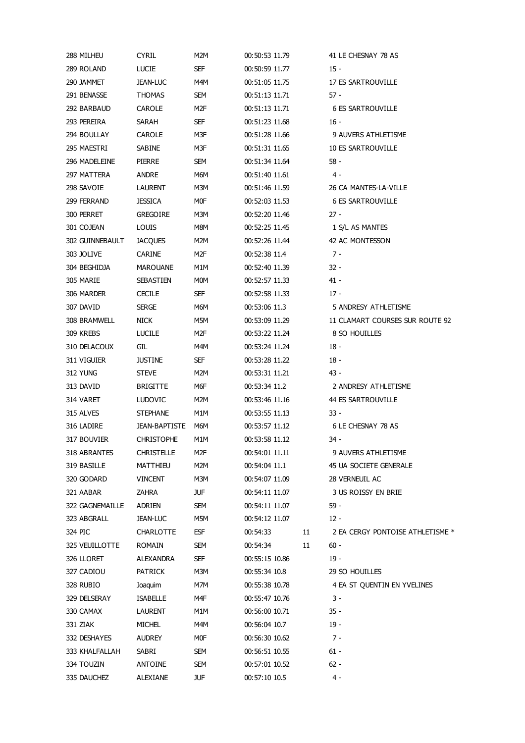| | | | | | | |
|---|---|---|---|---|---|---|
| 288 MILHEU | CYRIL | M2M | 00:50:53 11.79 | | 41 LE CHESNAY 78 AS |
| 289 ROLAND | LUCIE | SEF | 00:50:59 11.77 | | 15 - |
| 290 JAMMET | JEAN-LUC | M4M | 00:51:05 11.75 | | 17 ES SARTROUVILLE |
| 291 BENASSE | THOMAS | SEM | 00:51:13 11.71 | | 57 - |
| 292 BARBAUD | CAROLE | M2F | 00:51:13 11.71 | | 6 ES SARTROUVILLE |
| 293 PEREIRA | SARAH | SEF | 00:51:23 11.68 | | 16 - |
| 294 BOULLAY | CAROLE | M3F | 00:51:28 11.66 | | 9 AUVERS ATHLETISME |
| 295 MAESTRI | SABINE | M3F | 00:51:31 11.65 | | 10 ES SARTROUVILLE |
| 296 MADELEINE | PIERRE | SEM | 00:51:34 11.64 | | 58 - |
| 297 MATTERA | ANDRE | M6M | 00:51:40 11.61 | | 4 - |
| 298 SAVOIE | LAURENT | M3M | 00:51:46 11.59 | | 26 CA MANTES-LA-VILLE |
| 299 FERRAND | JESSICA | M0F | 00:52:03 11.53 | | 6 ES SARTROUVILLE |
| 300 PERRET | GREGOIRE | M3M | 00:52:20 11.46 | | 27 - |
| 301 COJEAN | LOUIS | M8M | 00:52:25 11.45 | | 1 S/L AS MANTES |
| 302 GUINNEBAULT | JACQUES | M2M | 00:52:26 11.44 | | 42 AC MONTESSON |
| 303 JOLIVE | CARINE | M2F | 00:52:38 11.4 | | 7 - |
| 304 BEGHIDJA | MAROUANE | M1M | 00:52:40 11.39 | | 32 - |
| 305 MARIE | SEBASTIEN | M0M | 00:52:57 11.33 | | 41 - |
| 306 MARDER | CECILE | SEF | 00:52:58 11.33 | | 17 - |
| 307 DAVID | SERGE | M6M | 00:53:06 11.3 | | 5 ANDRESY ATHLETISME |
| 308 BRAMWELL | NICK | M5M | 00:53:09 11.29 | | 11 CLAMART COURSES SUR ROUTE 92 |
| 309 KREBS | LUCILE | M2F | 00:53:22 11.24 | | 8 SO HOUILLES |
| 310 DELACOUX | GIL | M4M | 00:53:24 11.24 | | 18 - |
| 311 VIGUIER | JUSTINE | SEF | 00:53:28 11.22 | | 18 - |
| 312 YUNG | STEVE | M2M | 00:53:31 11.21 | | 43 - |
| 313 DAVID | BRIGITTE | M6F | 00:53:34 11.2 | | 2 ANDRESY ATHLETISME |
| 314 VARET | LUDOVIC | M2M | 00:53:46 11.16 | | 44 ES SARTROUVILLE |
| 315 ALVES | STEPHANE | M1M | 00:53:55 11.13 | | 33 - |
| 316 LADIRE | JEAN-BAPTISTE | M6M | 00:53:57 11.12 | | 6 LE CHESNAY 78 AS |
| 317 BOUVIER | CHRISTOPHE | M1M | 00:53:58 11.12 | | 34 - |
| 318 ABRANTES | CHRISTELLE | M2F | 00:54:01 11.11 | | 9 AUVERS ATHLETISME |
| 319 BASILLE | MATTHIEU | M2M | 00:54:04 11.1 | | 45 UA SOCIETE GENERALE |
| 320 GODARD | VINCENT | M3M | 00:54:07 11.09 | | 28 VERNEUIL AC |
| 321 AABAR | ZAHRA | JUF | 00:54:11 11.07 | | 3 US ROISSY EN BRIE |
| 322 GAGNEMAILLE | ADRIEN | SEM | 00:54:11 11.07 | | 59 - |
| 323 ABGRALL | JEAN-LUC | M5M | 00:54:12 11.07 | | 12 - |
| 324 PIC | CHARLOTTE | ESF | 00:54:33 | 11 | 2 EA CERGY PONTOISE ATHLETISME * |
| 325 VEUILLOTTE | ROMAIN | SEM | 00:54:34 | 11 | 60 - |
| 326 LLORET | ALEXANDRA | SEF | 00:55:15 10.86 | | 19 - |
| 327 CADIOU | PATRICK | M3M | 00:55:34 10.8 | | 29 SO HOUILLES |
| 328 RUBIO | Joaquim | M7M | 00:55:38 10.78 | | 4 EA ST QUENTIN EN YVELINES |
| 329 DELSERAY | ISABELLE | M4F | 00:55:47 10.76 | | 3 - |
| 330 CAMAX | LAURENT | M1M | 00:56:00 10.71 | | 35 - |
| 331 ZIAK | MICHEL | M4M | 00:56:04 10.7 | | 19 - |
| 332 DESHAYES | AUDREY | M0F | 00:56:30 10.62 | | 7 - |
| 333 KHALFALLAH | SABRI | SEM | 00:56:51 10.55 | | 61 - |
| 334 TOUZIN | ANTOINE | SEM | 00:57:01 10.52 | | 62 - |
| 335 DAUCHEZ | ALEXIANE | JUF | 00:57:10 10.5 | | 4 - |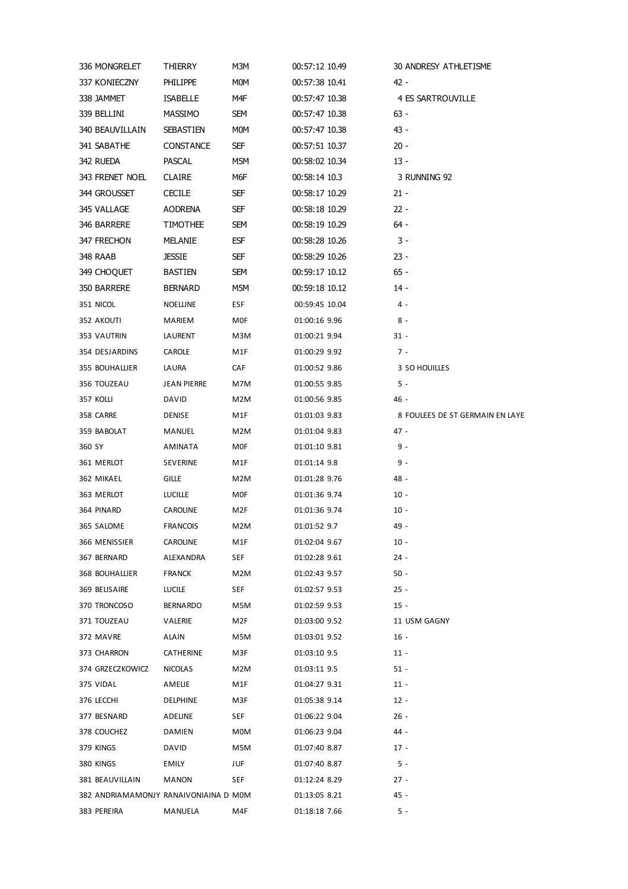| | | | | |
|---|---|---|---|---|
| 336 MONGRELET | THIERRY | M3M | 00:57:12 10.49 | 30 ANDRESY ATHLETISME |
| 337 KONIECZNY | PHILIPPE | M0M | 00:57:38 10.41 | 42 - |
| 338 JAMMET | ISABELLE | M4F | 00:57:47 10.38 | 4 ES SARTROUVILLE |
| 339 BELLINI | MASSIMO | SEM | 00:57:47 10.38 | 63 - |
| 340 BEAUVILLAIN | SEBASTIEN | M0M | 00:57:47 10.38 | 43 - |
| 341 SABATHE | CONSTANCE | SEF | 00:57:51 10.37 | 20 - |
| 342 RUEDA | PASCAL | M5M | 00:58:02 10.34 | 13 - |
| 343 FRENET NOEL | CLAIRE | M6F | 00:58:14 10.3 | 3 RUNNING 92 |
| 344 GROUSSET | CECILE | SEF | 00:58:17 10.29 | 21 - |
| 345 VALLAGE | AODRENA | SEF | 00:58:18 10.29 | 22 - |
| 346 BARRERE | TIMOTHEE | SEM | 00:58:19 10.29 | 64 - |
| 347 FRECHON | MELANIE | ESF | 00:58:28 10.26 | 3 - |
| 348 RAAB | JESSIE | SEF | 00:58:29 10.26 | 23 - |
| 349 CHOQUET | BASTIEN | SEM | 00:59:17 10.12 | 65 - |
| 350 BARRERE | BERNARD | M5M | 00:59:18 10.12 | 14 - |
| 351 NICOL | NOELLINE | ESF | 00:59:45 10.04 | 4 - |
| 352 AKOUTI | MARIEM | M0F | 01:00:16 9.96 | 8 - |
| 353 VAUTRIN | LAURENT | M3M | 01:00:21 9.94 | 31 - |
| 354 DESJARDINS | CAROLE | M1F | 01:00:29 9.92 | 7 - |
| 355 BOUHALLIER | LAURA | CAF | 01:00:52 9.86 | 3 SO HOUILLES |
| 356 TOUZEAU | JEAN PIERRE | M7M | 01:00:55 9.85 | 5 - |
| 357 KOLLI | DAVID | M2M | 01:00:56 9.85 | 46 - |
| 358 CARRE | DENISE | M1F | 01:01:03 9.83 | 8 FOULEES DE ST GERMAIN EN LAYE |
| 359 BABOLAT | MANUEL | M2M | 01:01:04 9.83 | 47 - |
| 360 SY | AMINATA | M0F | 01:01:10 9.81 | 9 - |
| 361 MERLOT | SEVERINE | M1F | 01:01:14 9.8 | 9 - |
| 362 MIKAEL | GILLE | M2M | 01:01:28 9.76 | 48 - |
| 363 MERLOT | LUCILLE | M0F | 01:01:36 9.74 | 10 - |
| 364 PINARD | CAROLINE | M2F | 01:01:36 9.74 | 10 - |
| 365 SALOME | FRANCOIS | M2M | 01:01:52 9.7 | 49 - |
| 366 MENISSIER | CAROLINE | M1F | 01:02:04 9.67 | 10 - |
| 367 BERNARD | ALEXANDRA | SEF | 01:02:28 9.61 | 24 - |
| 368 BOUHALLIER | FRANCK | M2M | 01:02:43 9.57 | 50 - |
| 369 BELISAIRE | LUCILE | SEF | 01:02:57 9.53 | 25 - |
| 370 TRONCOSO | BERNARDO | M5M | 01:02:59 9.53 | 15 - |
| 371 TOUZEAU | VALERIE | M2F | 01:03:00 9.52 | 11 USM GAGNY |
| 372 MAVRE | ALAIN | M5M | 01:03:01 9.52 | 16 - |
| 373 CHARRON | CATHERINE | M3F | 01:03:10 9.5 | 11 - |
| 374 GRZECZKOWICZ | NICOLAS | M2M | 01:03:11 9.5 | 51 - |
| 375 VIDAL | AMELIE | M1F | 01:04:27 9.31 | 11 - |
| 376 LECCHI | DELPHINE | M3F | 01:05:38 9.14 | 12 - |
| 377 BESNARD | ADELINE | SEF | 01:06:22 9.04 | 26 - |
| 378 COUCHEZ | DAMIEN | M0M | 01:06:23 9.04 | 44 - |
| 379 KINGS | DAVID | M5M | 01:07:40 8.87 | 17 - |
| 380 KINGS | EMILY | JUF | 01:07:40 8.87 | 5 - |
| 381 BEAUVILLAIN | MANON | SEF | 01:12:24 8.29 | 27 - |
| 382 ANDRIAMAMONJY | RANAIVONIAINA D | M0M | 01:13:05 8.21 | 45 - |
| 383 PEREIRA | MANUELA | M4F | 01:18:18 7.66 | 5 - |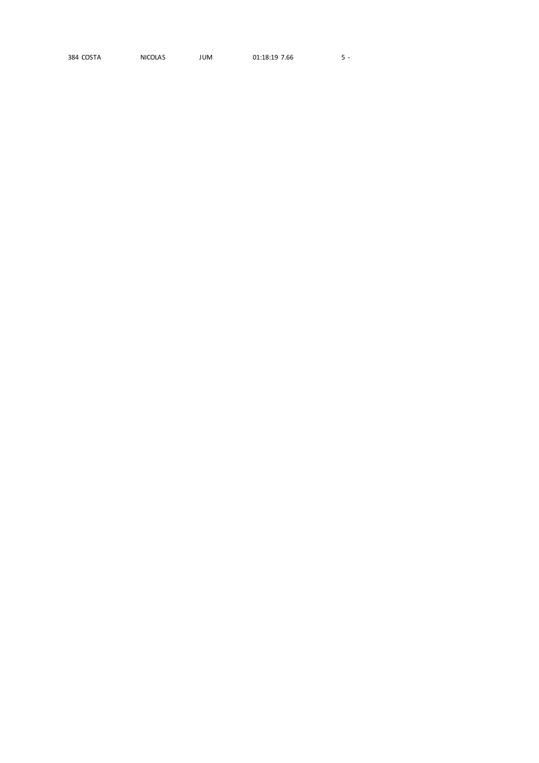| | | | | | |
|---|---|---|---|---|---|
| 384 COSTA | NICOLAS | JUM | 01:18:19 | 7.66 | 5 - |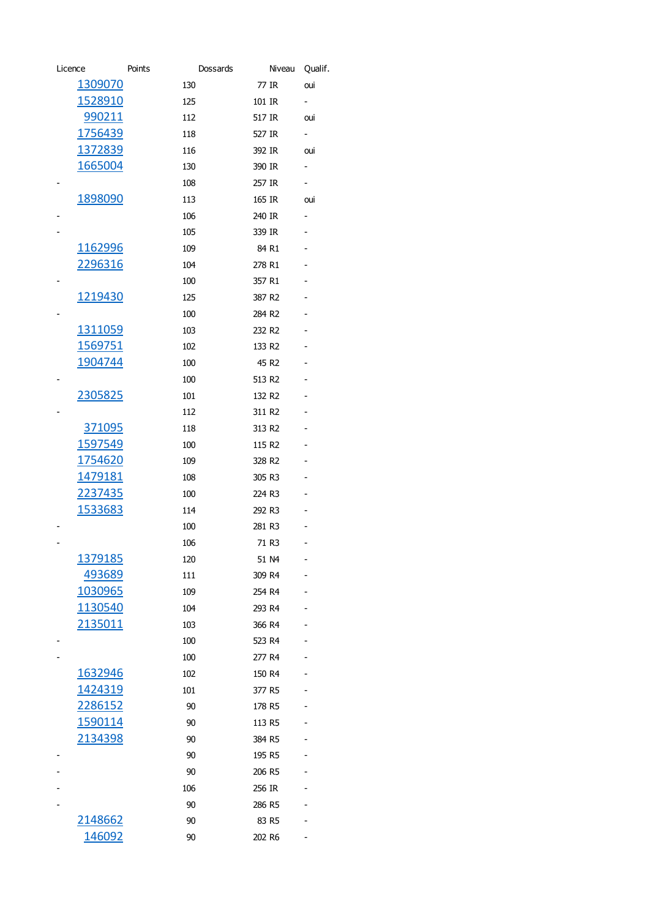| Licence | Points | Dossards | Niveau | Qualif. |
|---|---|---|---|---|
| 1309070 | 130 | 77 | IR | oui |
| 1528910 | 125 | 101 | IR | - |
| 990211 | 112 | 517 | IR | oui |
| 1756439 | 118 | 527 | IR | - |
| 1372839 | 116 | 392 | IR | oui |
| 1665004 | 130 | 390 | IR | - |
| - | 108 | 257 | IR | - |
| 1898090 | 113 | 165 | IR | oui |
| - | 106 | 240 | IR | - |
| - | 105 | 339 | IR | - |
| 1162996 | 109 | 84 | R1 | - |
| 2296316 | 104 | 278 | R1 | - |
| - | 100 | 357 | R1 | - |
| 1219430 | 125 | 387 | R2 | - |
| - | 100 | 284 | R2 | - |
| 1311059 | 103 | 232 | R2 | - |
| 1569751 | 102 | 133 | R2 | - |
| 1904744 | 100 | 45 | R2 | - |
| - | 100 | 513 | R2 | - |
| 2305825 | 101 | 132 | R2 | - |
| - | 112 | 311 | R2 | - |
| 371095 | 118 | 313 | R2 | - |
| 1597549 | 100 | 115 | R2 | - |
| 1754620 | 109 | 328 | R2 | - |
| 1479181 | 108 | 305 | R3 | - |
| 2237435 | 100 | 224 | R3 | - |
| 1533683 | 114 | 292 | R3 | - |
| - | 100 | 281 | R3 | - |
| - | 106 | 71 | R3 | - |
| 1379185 | 120 | 51 | N4 | - |
| 493689 | 111 | 309 | R4 | - |
| 1030965 | 109 | 254 | R4 | - |
| 1130540 | 104 | 293 | R4 | - |
| 2135011 | 103 | 366 | R4 | - |
| - | 100 | 523 | R4 | - |
| - | 100 | 277 | R4 | - |
| 1632946 | 102 | 150 | R4 | - |
| 1424319 | 101 | 377 | R5 | - |
| 2286152 | 90 | 178 | R5 | - |
| 1590114 | 90 | 113 | R5 | - |
| 2134398 | 90 | 384 | R5 | - |
| - | 90 | 195 | R5 | - |
| - | 90 | 206 | R5 | - |
| - | 106 | 256 | IR | - |
| - | 90 | 286 | R5 | - |
| 2148662 | 90 | 83 | R5 | - |
| 146092 | 90 | 202 | R6 | - |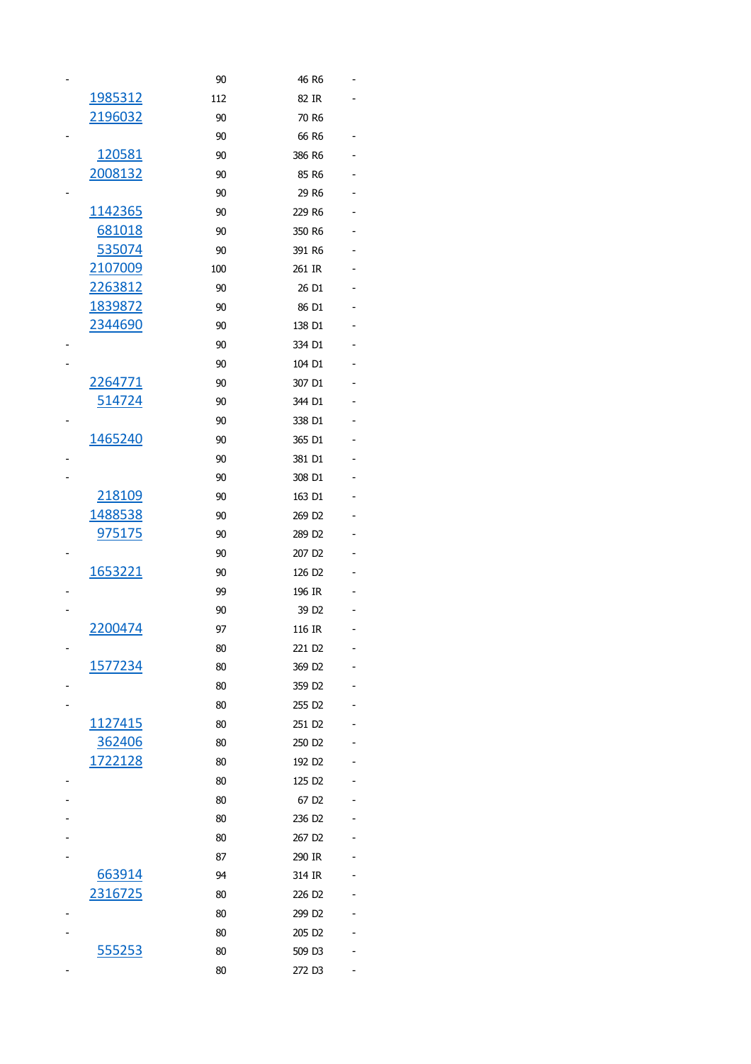| | | | |
|---|---|---|---|
| - | 90 | 46 R6 | - |
| 1985312 | 112 | 82 IR | - |
| 2196032 | 90 | 70 R6 | |
| - | 90 | 66 R6 | - |
| 120581 | 90 | 386 R6 | - |
| 2008132 | 90 | 85 R6 | - |
| - | 90 | 29 R6 | - |
| 1142365 | 90 | 229 R6 | - |
| 681018 | 90 | 350 R6 | - |
| 535074 | 90 | 391 R6 | - |
| 2107009 | 100 | 261 IR | - |
| 2263812 | 90 | 26 D1 | - |
| 1839872 | 90 | 86 D1 | - |
| 2344690 | 90 | 138 D1 | - |
| - | 90 | 334 D1 | - |
| - | 90 | 104 D1 | - |
| 2264771 | 90 | 307 D1 | - |
| 514724 | 90 | 344 D1 | - |
| - | 90 | 338 D1 | - |
| 1465240 | 90 | 365 D1 | - |
| - | 90 | 381 D1 | - |
| - | 90 | 308 D1 | - |
| 218109 | 90 | 163 D1 | - |
| 1488538 | 90 | 269 D2 | - |
| 975175 | 90 | 289 D2 | - |
| - | 90 | 207 D2 | - |
| 1653221 | 90 | 126 D2 | - |
| - | 99 | 196 IR | - |
| - | 90 | 39 D2 | - |
| 2200474 | 97 | 116 IR | - |
| - | 80 | 221 D2 | - |
| 1577234 | 80 | 369 D2 | - |
| - | 80 | 359 D2 | - |
| - | 80 | 255 D2 | - |
| 1127415 | 80 | 251 D2 | - |
| 362406 | 80 | 250 D2 | - |
| 1722128 | 80 | 192 D2 | - |
| - | 80 | 125 D2 | - |
| - | 80 | 67 D2 | - |
| - | 80 | 236 D2 | - |
| - | 80 | 267 D2 | - |
| - | 87 | 290 IR | - |
| 663914 | 94 | 314 IR | - |
| 2316725 | 80 | 226 D2 | - |
| - | 80 | 299 D2 | - |
| - | 80 | 205 D2 | - |
| 555253 | 80 | 509 D3 | - |
| - | 80 | 272 D3 | - |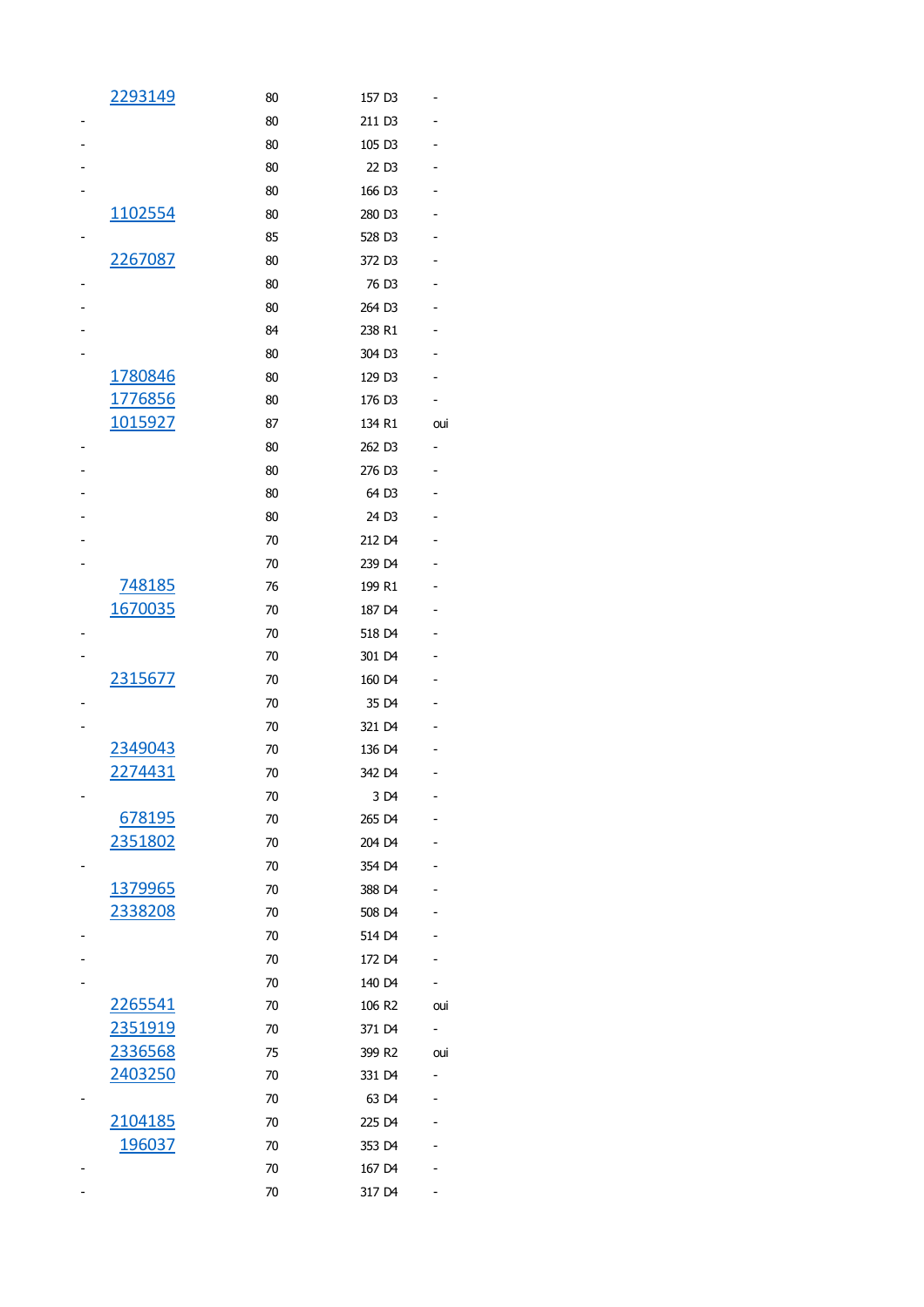| | | | | |
|---|---|---|---|---|
| | 2293149 | 80 | 157 D3 | - |
| - | | 80 | 211 D3 | - |
| - | | 80 | 105 D3 | - |
| - | | 80 | 22 D3 | - |
| - | | 80 | 166 D3 | - |
| | 1102554 | 80 | 280 D3 | - |
| - | | 85 | 528 D3 | - |
| | 2267087 | 80 | 372 D3 | - |
| - | | 80 | 76 D3 | - |
| - | | 80 | 264 D3 | - |
| - | | 84 | 238 R1 | - |
| - | | 80 | 304 D3 | - |
| | 1780846 | 80 | 129 D3 | - |
| | 1776856 | 80 | 176 D3 | - |
| | 1015927 | 87 | 134 R1 | oui |
| - | | 80 | 262 D3 | - |
| - | | 80 | 276 D3 | - |
| - | | 80 | 64 D3 | - |
| - | | 80 | 24 D3 | - |
| - | | 70 | 212 D4 | - |
| - | | 70 | 239 D4 | - |
| | 748185 | 76 | 199 R1 | - |
| | 1670035 | 70 | 187 D4 | - |
| - | | 70 | 518 D4 | - |
| - | | 70 | 301 D4 | - |
| | 2315677 | 70 | 160 D4 | - |
| - | | 70 | 35 D4 | - |
| - | | 70 | 321 D4 | - |
| | 2349043 | 70 | 136 D4 | - |
| | 2274431 | 70 | 342 D4 | - |
| - | | 70 | 3 D4 | - |
| | 678195 | 70 | 265 D4 | - |
| | 2351802 | 70 | 204 D4 | - |
| - | | 70 | 354 D4 | - |
| | 1379965 | 70 | 388 D4 | - |
| | 2338208 | 70 | 508 D4 | - |
| - | | 70 | 514 D4 | - |
| - | | 70 | 172 D4 | - |
| - | | 70 | 140 D4 | - |
| | 2265541 | 70 | 106 R2 | oui |
| | 2351919 | 70 | 371 D4 | - |
| | 2336568 | 75 | 399 R2 | oui |
| | 2403250 | 70 | 331 D4 | - |
| - | | 70 | 63 D4 | - |
| | 2104185 | 70 | 225 D4 | - |
| | 196037 | 70 | 353 D4 | - |
| - | | 70 | 167 D4 | - |
| - | | 70 | 317 D4 | - |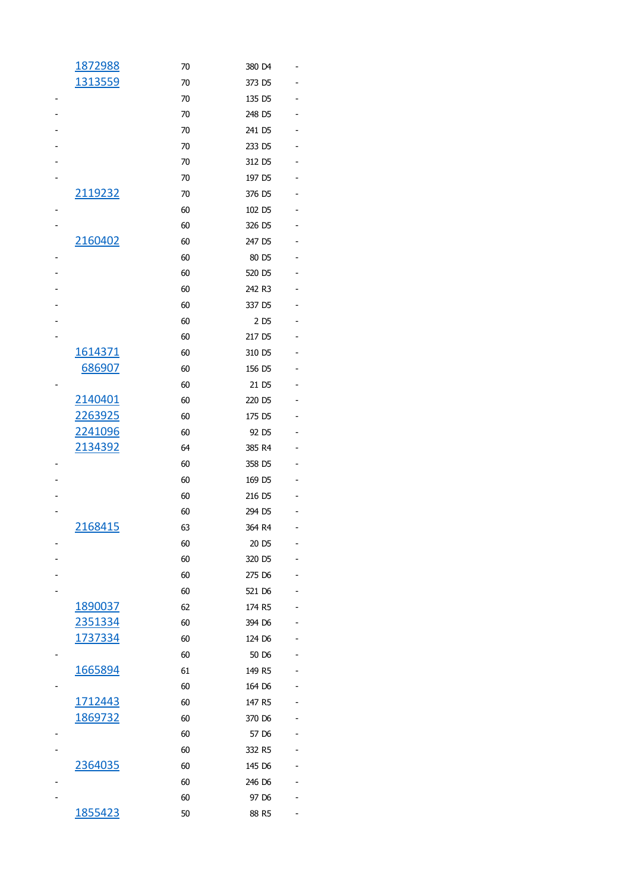| | | | | |
|---|---|---|---|---|
| | 1872988 | 70 | 380 D4 | - |
| | 1313559 | 70 | 373 D5 | - |
| - | | 70 | 135 D5 | - |
| - | | 70 | 248 D5 | - |
| - | | 70 | 241 D5 | - |
| - | | 70 | 233 D5 | - |
| - | | 70 | 312 D5 | - |
| - | | 70 | 197 D5 | - |
| | 2119232 | 70 | 376 D5 | - |
| - | | 60 | 102 D5 | - |
| - | | 60 | 326 D5 | - |
| | 2160402 | 60 | 247 D5 | - |
| - | | 60 | 80 D5 | - |
| - | | 60 | 520 D5 | - |
| - | | 60 | 242 R3 | - |
| - | | 60 | 337 D5 | - |
| - | | 60 | 2 D5 | - |
| - | | 60 | 217 D5 | - |
| | 1614371 | 60 | 310 D5 | - |
| | 686907 | 60 | 156 D5 | - |
| - | | 60 | 21 D5 | - |
| | 2140401 | 60 | 220 D5 | - |
| | 2263925 | 60 | 175 D5 | - |
| | 2241096 | 60 | 92 D5 | - |
| | 2134392 | 64 | 385 R4 | - |
| - | | 60 | 358 D5 | - |
| - | | 60 | 169 D5 | - |
| - | | 60 | 216 D5 | - |
| - | | 60 | 294 D5 | - |
| | 2168415 | 63 | 364 R4 | - |
| - | | 60 | 20 D5 | - |
| - | | 60 | 320 D5 | - |
| - | | 60 | 275 D6 | - |
| - | | 60 | 521 D6 | - |
| | 1890037 | 62 | 174 R5 | - |
| | 2351334 | 60 | 394 D6 | - |
| | 1737334 | 60 | 124 D6 | - |
| - | | 60 | 50 D6 | - |
| | 1665894 | 61 | 149 R5 | - |
| - | | 60 | 164 D6 | - |
| | 1712443 | 60 | 147 R5 | - |
| | 1869732 | 60 | 370 D6 | - |
| - | | 60 | 57 D6 | - |
| - | | 60 | 332 R5 | - |
| | 2364035 | 60 | 145 D6 | - |
| - | | 60 | 246 D6 | - |
| - | | 60 | 97 D6 | - |
| | 1855423 | 50 | 88 R5 | - |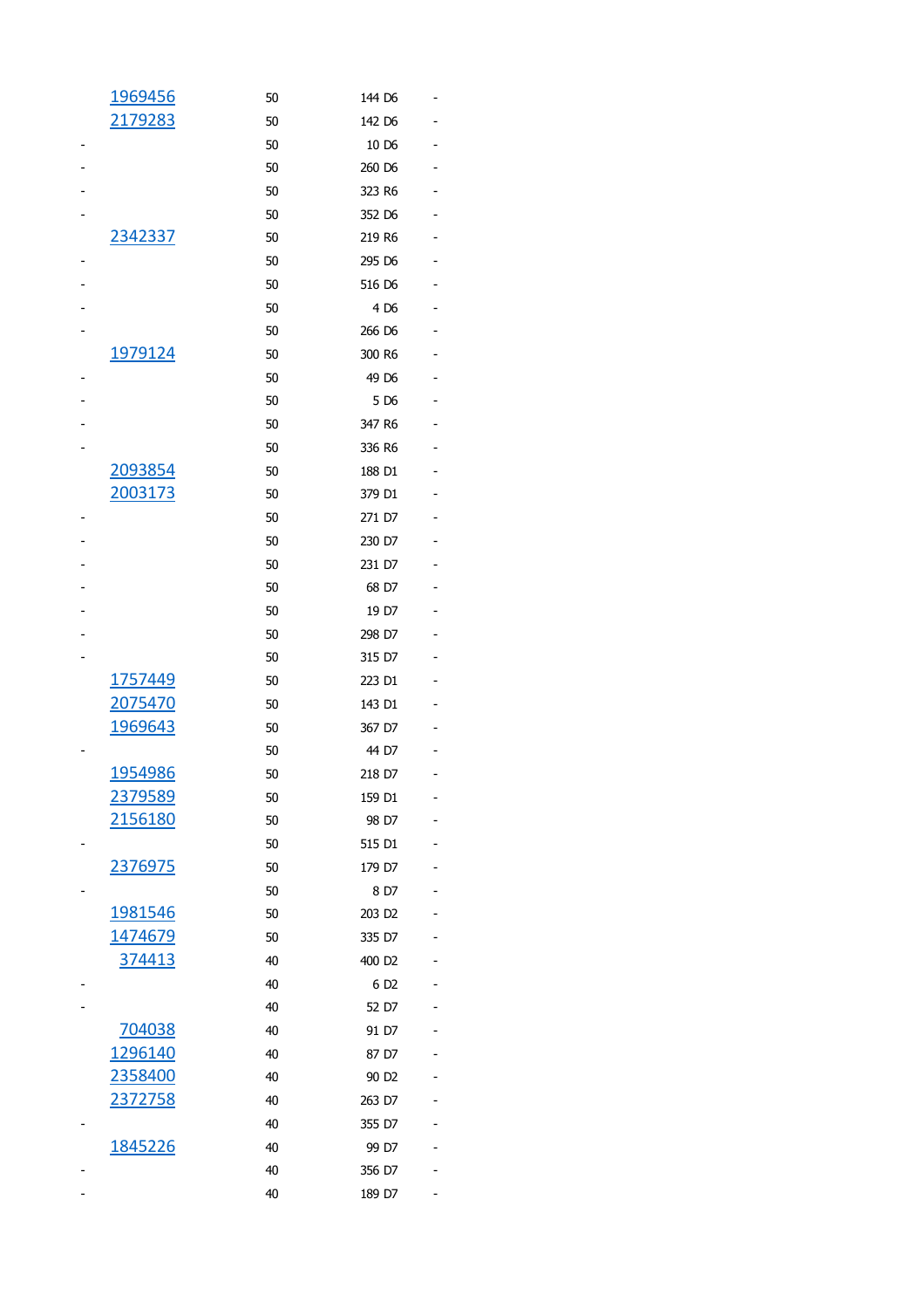| | | | |
|---|---|---|---|
| 1969456 | 50 | 144 D6 | - |
| 2179283 | 50 | 142 D6 | - |
| - | 50 | 10 D6 | - |
| - | 50 | 260 D6 | - |
| - | 50 | 323 R6 | - |
| - | 50 | 352 D6 | - |
| 2342337 | 50 | 219 R6 | - |
| - | 50 | 295 D6 | - |
| - | 50 | 516 D6 | - |
| - | 50 | 4 D6 | - |
| - | 50 | 266 D6 | - |
| 1979124 | 50 | 300 R6 | - |
| - | 50 | 49 D6 | - |
| - | 50 | 5 D6 | - |
| - | 50 | 347 R6 | - |
| - | 50 | 336 R6 | - |
| 2093854 | 50 | 188 D1 | - |
| 2003173 | 50 | 379 D1 | - |
| - | 50 | 271 D7 | - |
| - | 50 | 230 D7 | - |
| - | 50 | 231 D7 | - |
| - | 50 | 68 D7 | - |
| - | 50 | 19 D7 | - |
| - | 50 | 298 D7 | - |
| - | 50 | 315 D7 | - |
| 1757449 | 50 | 223 D1 | - |
| 2075470 | 50 | 143 D1 | - |
| 1969643 | 50 | 367 D7 | - |
| - | 50 | 44 D7 | - |
| 1954986 | 50 | 218 D7 | - |
| 2379589 | 50 | 159 D1 | - |
| 2156180 | 50 | 98 D7 | - |
| - | 50 | 515 D1 | - |
| 2376975 | 50 | 179 D7 | - |
| - | 50 | 8 D7 | - |
| 1981546 | 50 | 203 D2 | - |
| 1474679 | 50 | 335 D7 | - |
| 374413 | 40 | 400 D2 | - |
| - | 40 | 6 D2 | - |
| - | 40 | 52 D7 | - |
| 704038 | 40 | 91 D7 | - |
| 1296140 | 40 | 87 D7 | - |
| 2358400 | 40 | 90 D2 | - |
| 2372758 | 40 | 263 D7 | - |
| - | 40 | 355 D7 | - |
| 1845226 | 40 | 99 D7 | - |
| - | 40 | 356 D7 | - |
| - | 40 | 189 D7 | - |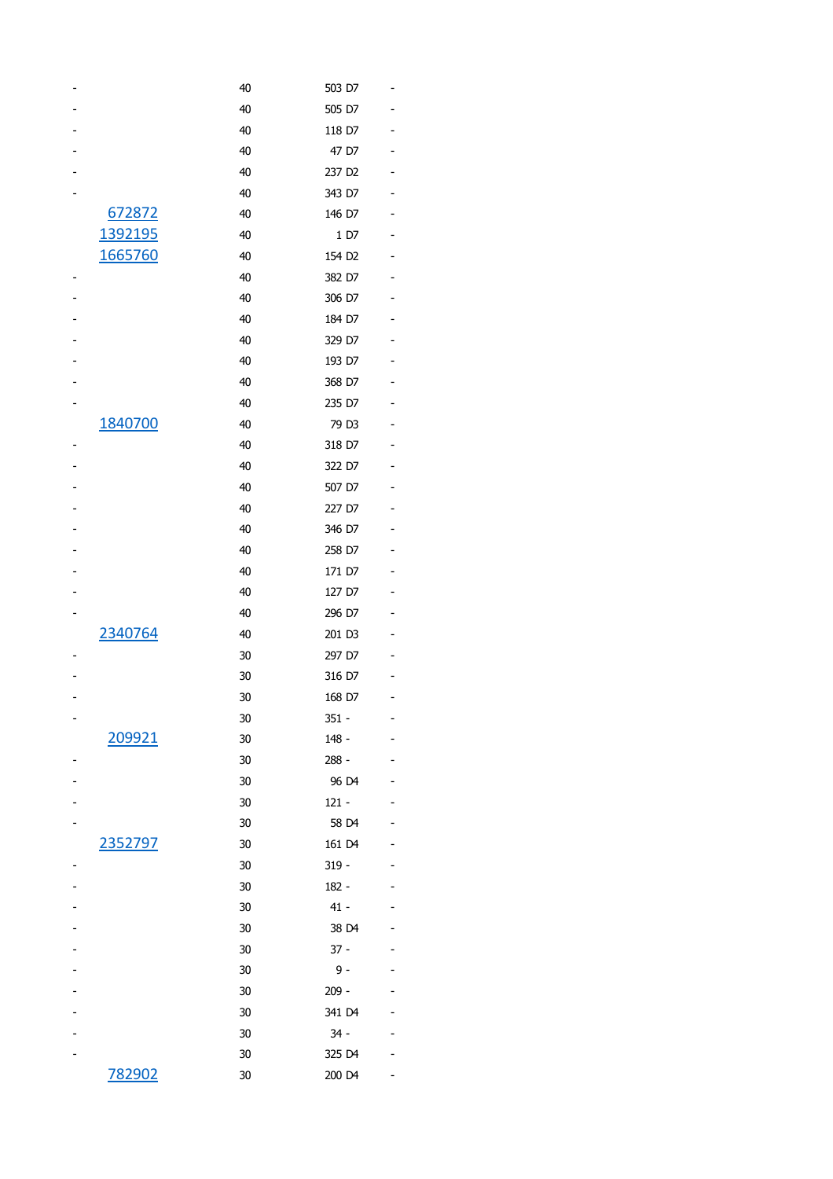| | | | | |
|---|---|---|---|---|
| - | 40 | 503 | D7 | - |
| - | 40 | 505 | D7 | - |
| - | 40 | 118 | D7 | - |
| - | 40 | 47 | D7 | - |
| - | 40 | 237 | D2 | - |
| - | 40 | 343 | D7 | - |
| 672872 | 40 | 146 | D7 | - |
| 1392195 | 40 | 1 | D7 | - |
| 1665760 | 40 | 154 | D2 | - |
| - | 40 | 382 | D7 | - |
| - | 40 | 306 | D7 | - |
| - | 40 | 184 | D7 | - |
| - | 40 | 329 | D7 | - |
| - | 40 | 193 | D7 | - |
| - | 40 | 368 | D7 | - |
| - | 40 | 235 | D7 | - |
| 1840700 | 40 | 79 | D3 | - |
| - | 40 | 318 | D7 | - |
| - | 40 | 322 | D7 | - |
| - | 40 | 507 | D7 | - |
| - | 40 | 227 | D7 | - |
| - | 40 | 346 | D7 | - |
| - | 40 | 258 | D7 | - |
| - | 40 | 171 | D7 | - |
| - | 40 | 127 | D7 | - |
| - | 40 | 296 | D7 | - |
| 2340764 | 40 | 201 | D3 | - |
| - | 30 | 297 | D7 | - |
| - | 30 | 316 | D7 | - |
| - | 30 | 168 | D7 | - |
| - | 30 | 351 | - | - |
| 209921 | 30 | 148 | - | - |
| - | 30 | 288 | - | - |
| - | 30 | 96 | D4 | - |
| - | 30 | 121 | - | - |
| - | 30 | 58 | D4 | - |
| 2352797 | 30 | 161 | D4 | - |
| - | 30 | 319 | - | - |
| - | 30 | 182 | - | - |
| - | 30 | 41 | - | - |
| - | 30 | 38 | D4 | - |
| - | 30 | 37 | - | - |
| - | 30 | 9 | - | - |
| - | 30 | 209 | - | - |
| - | 30 | 341 | D4 | - |
| - | 30 | 34 | - | - |
| - | 30 | 325 | D4 | - |
| 782902 | 30 | 200 | D4 | - |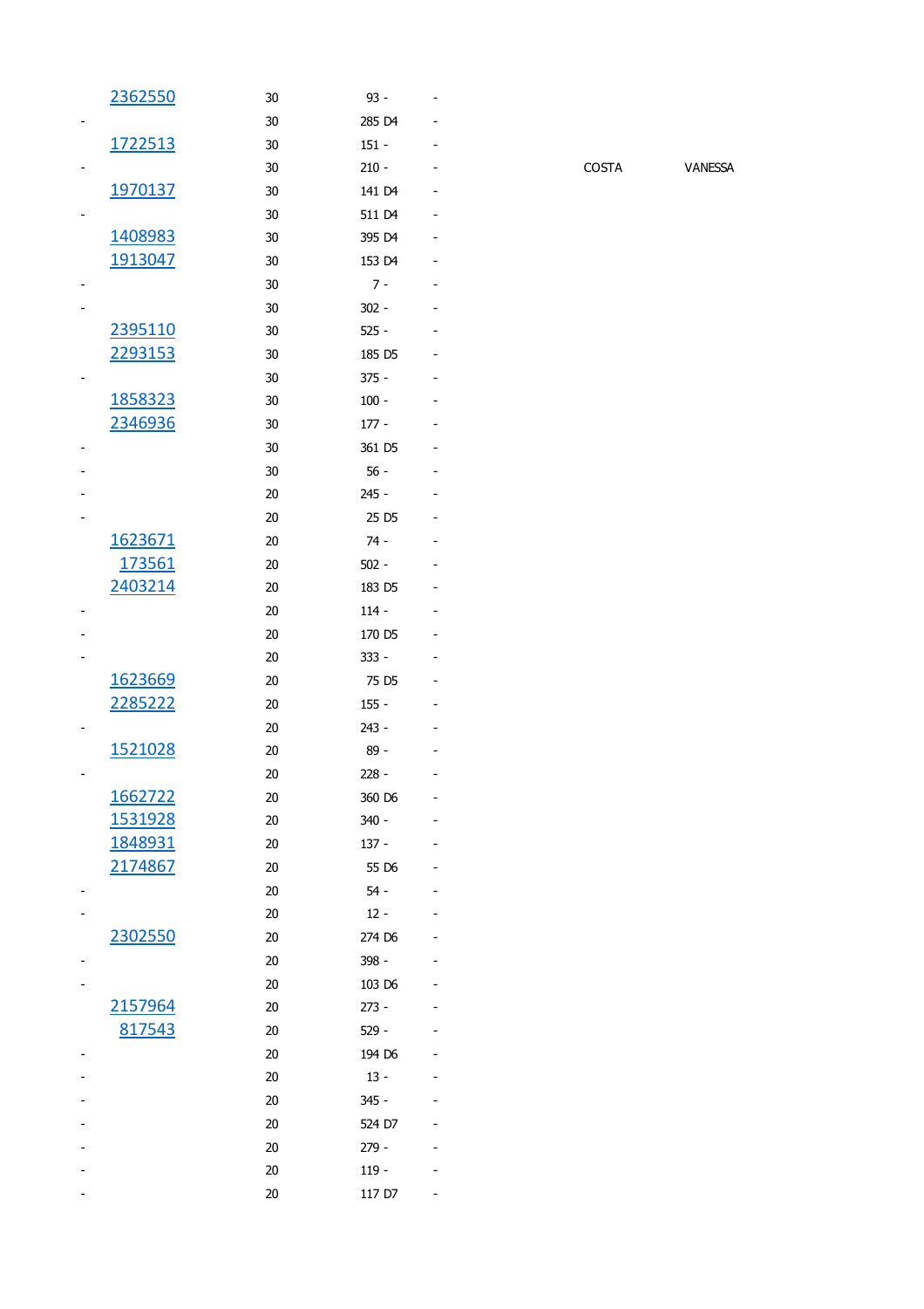| | | | | | |
|---|---|---|---|---|---|
| 2362550 | 30 | 93 - | - | | |
| - | 30 | 285 D4 | - | | |
| 1722513 | 30 | 151 - | - | | |
| - | 30 | 210 - | - | COSTA | VANESSA |
| 1970137 | 30 | 141 D4 | - | | |
| - | 30 | 511 D4 | - | | |
| 1408983 | 30 | 395 D4 | - | | |
| 1913047 | 30 | 153 D4 | - | | |
| - | 30 | 7 - | - | | |
| - | 30 | 302 - | - | | |
| 2395110 | 30 | 525 - | - | | |
| 2293153 | 30 | 185 D5 | - | | |
| - | 30 | 375 - | - | | |
| 1858323 | 30 | 100 - | - | | |
| 2346936 | 30 | 177 - | - | | |
| - | 30 | 361 D5 | - | | |
| - | 30 | 56 - | - | | |
| - | 20 | 245 - | - | | |
| - | 20 | 25 D5 | - | | |
| 1623671 | 20 | 74 - | - | | |
| 173561 | 20 | 502 - | - | | |
| 2403214 | 20 | 183 D5 | - | | |
| - | 20 | 114 - | - | | |
| - | 20 | 170 D5 | - | | |
| - | 20 | 333 - | - | | |
| 1623669 | 20 | 75 D5 | - | | |
| 2285222 | 20 | 155 - | - | | |
| - | 20 | 243 - | - | | |
| 1521028 | 20 | 89 - | - | | |
| - | 20 | 228 - | - | | |
| 1662722 | 20 | 360 D6 | - | | |
| 1531928 | 20 | 340 - | - | | |
| 1848931 | 20 | 137 - | - | | |
| 2174867 | 20 | 55 D6 | - | | |
| - | 20 | 54 - | - | | |
| - | 20 | 12 - | - | | |
| 2302550 | 20 | 274 D6 | - | | |
| - | 20 | 398 - | - | | |
| - | 20 | 103 D6 | - | | |
| 2157964 | 20 | 273 - | - | | |
| 817543 | 20 | 529 - | - | | |
| - | 20 | 194 D6 | - | | |
| - | 20 | 13 - | - | | |
| - | 20 | 345 - | - | | |
| - | 20 | 524 D7 | - | | |
| - | 20 | 279 - | - | | |
| - | 20 | 119 - | - | | |
| - | 20 | 117 D7 | - | | |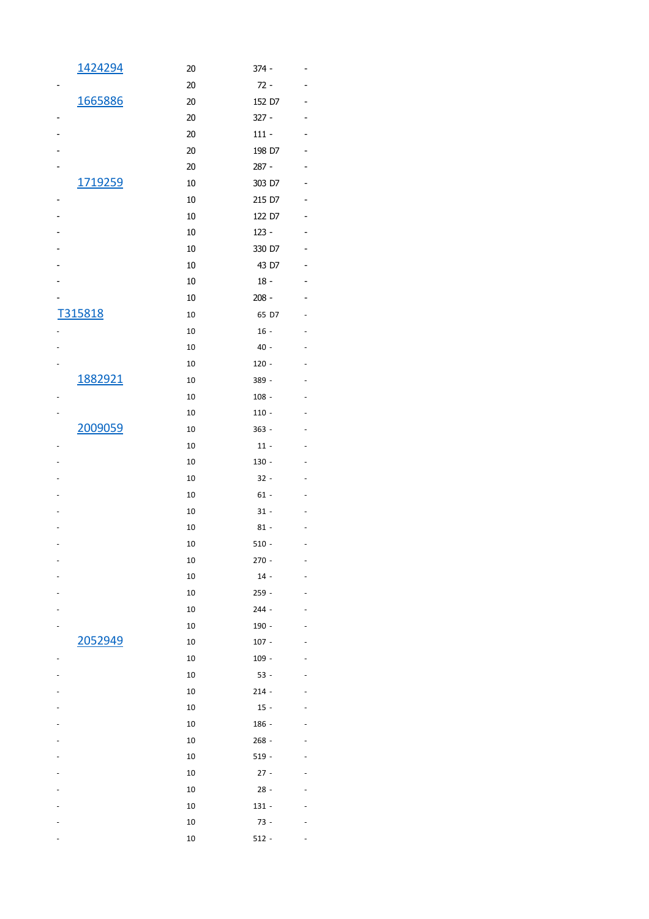| | | | |
|---|---|---|---|
| 1424294 | 20 | 374 - | - |
| - | 20 | 72 - | - |
| 1665886 | 20 | 152 D7 | - |
| - | 20 | 327 - | - |
| - | 20 | 111 - | - |
| - | 20 | 198 D7 | - |
| - | 20 | 287 - | - |
| 1719259 | 10 | 303 D7 | - |
| - | 10 | 215 D7 | - |
| - | 10 | 122 D7 | - |
| - | 10 | 123 - | - |
| - | 10 | 330 D7 | - |
| - | 10 | 43 D7 | - |
| - | 10 | 18 - | - |
| - | 10 | 208 - | - |
| T315818 | 10 | 65 D7 | - |
| - | 10 | 16 - | - |
| - | 10 | 40 - | - |
| - | 10 | 120 - | - |
| 1882921 | 10 | 389 - | - |
| - | 10 | 108 - | - |
| - | 10 | 110 - | - |
| 2009059 | 10 | 363 - | - |
| - | 10 | 11 - | - |
| - | 10 | 130 - | - |
| - | 10 | 32 - | - |
| - | 10 | 61 - | - |
| - | 10 | 31 - | - |
| - | 10 | 81 - | - |
| - | 10 | 510 - | - |
| - | 10 | 270 - | - |
| - | 10 | 14 - | - |
| - | 10 | 259 - | - |
| - | 10 | 244 - | - |
| - | 10 | 190 - | - |
| 2052949 | 10 | 107 - | - |
| - | 10 | 109 - | - |
| - | 10 | 53 - | - |
| - | 10 | 214 - | - |
| - | 10 | 15 - | - |
| - | 10 | 186 - | - |
| - | 10 | 268 - | - |
| - | 10 | 519 - | - |
| - | 10 | 27 - | - |
| - | 10 | 28 - | - |
| - | 10 | 131 - | - |
| - | 10 | 73 - | - |
| - | 10 | 512 - | - |